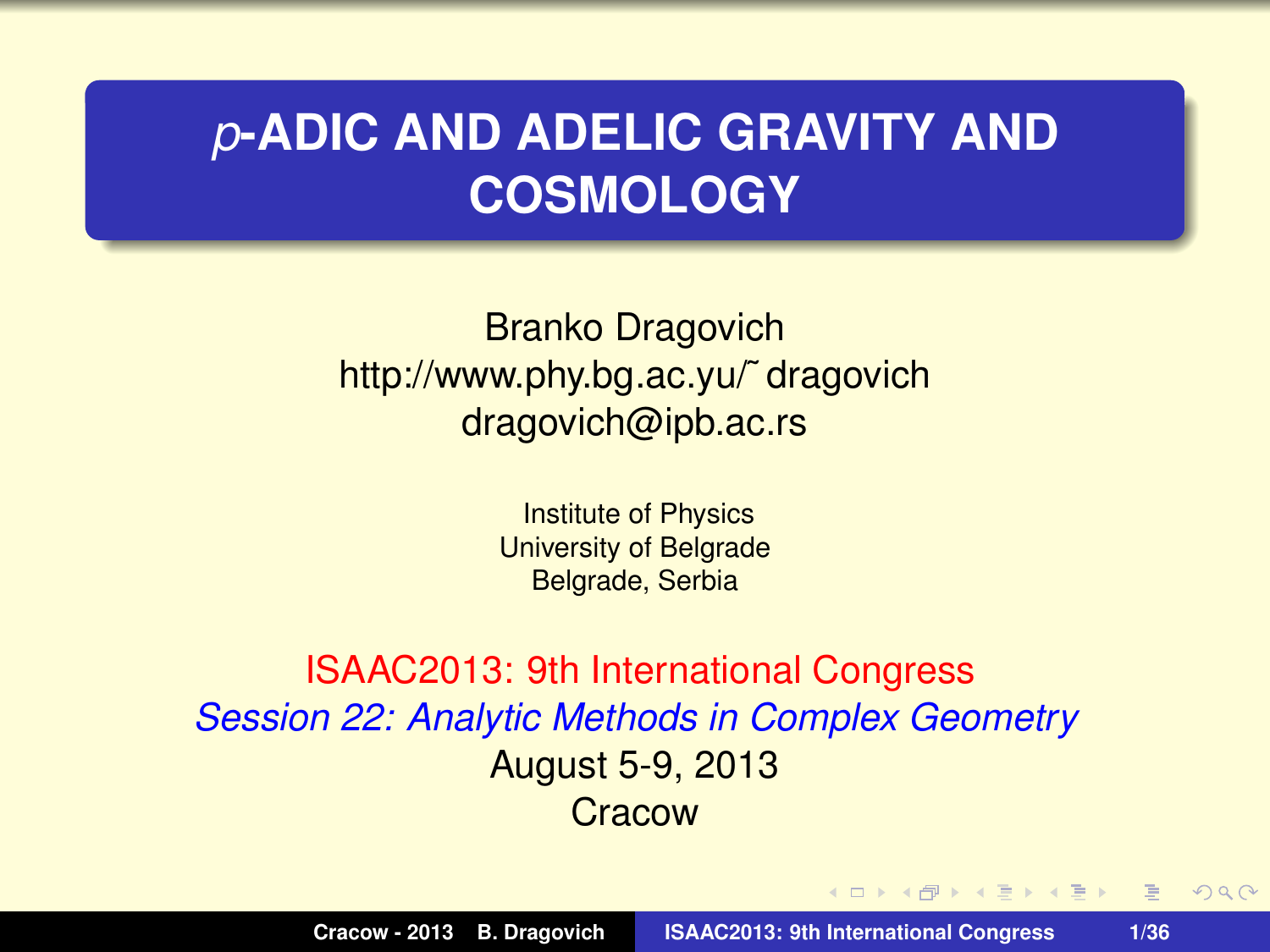# $p$-ADIC AND ADELIC GRAVITY AND COSMOLOGY

Branko Dragovich
http://www.phy.bg.ac.yu/˜dragovich
dragovich@ipb.ac.rs

Institute of Physics
University of Belgrade
Belgrade, Serbia

ISAAC2013: 9th International Congress
*Session 22: Analytic Methods in Complex Geometry*
August 5-9, 2013
Cracow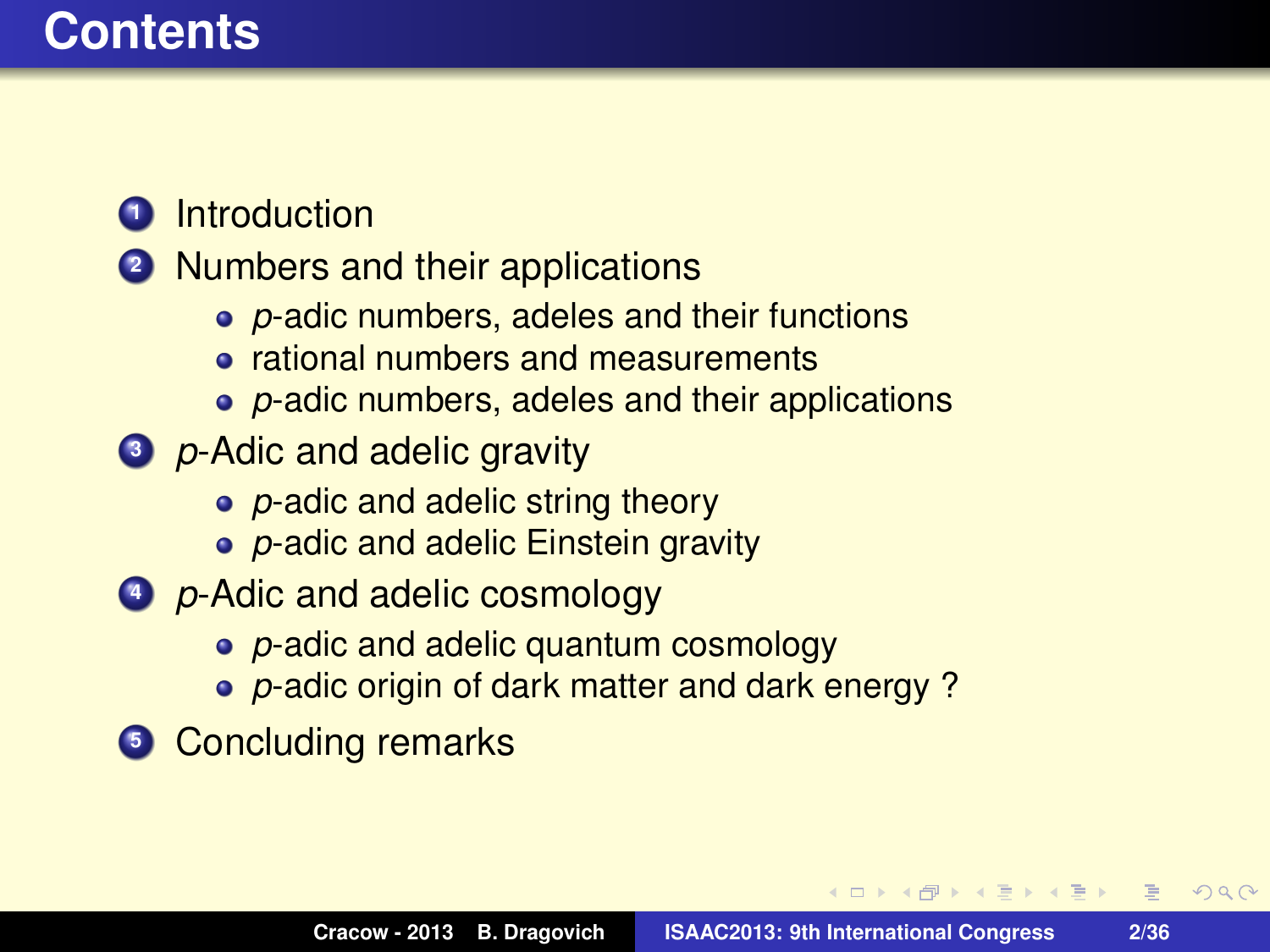# Contents

1. Introduction
2. Numbers and their applications
   - $p$-adic numbers, adeles and their functions
   - rational numbers and measurements
   - $p$-adic numbers, adeles and their applications
3. $p$-Adic and adelic gravity
   - $p$-adic and adelic string theory
   - $p$-adic and adelic Einstein gravity
4. $p$-Adic and adelic cosmology
   - $p$-adic and adelic quantum cosmology
   - $p$-adic origin of dark matter and dark energy ?
5. Concluding remarks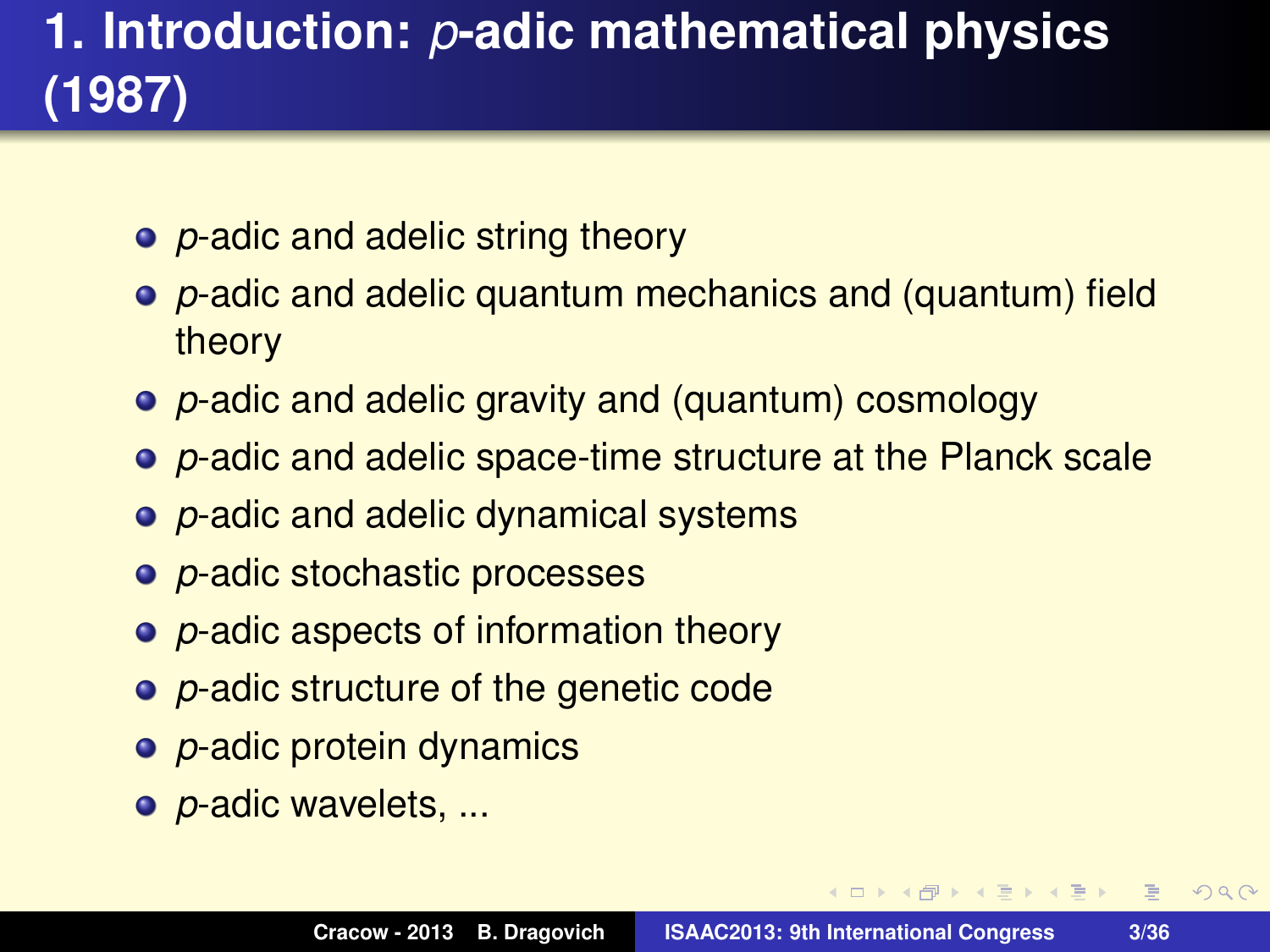# 1. Introduction: *p*-adic mathematical physics (1987)

- *p*-adic and adelic string theory
- *p*-adic and adelic quantum mechanics and (quantum) field theory
- *p*-adic and adelic gravity and (quantum) cosmology
- *p*-adic and adelic space-time structure at the Planck scale
- *p*-adic and adelic dynamical systems
- *p*-adic stochastic processes
- *p*-adic aspects of information theory
- *p*-adic structure of the genetic code
- *p*-adic protein dynamics
- *p*-adic wavelets, ...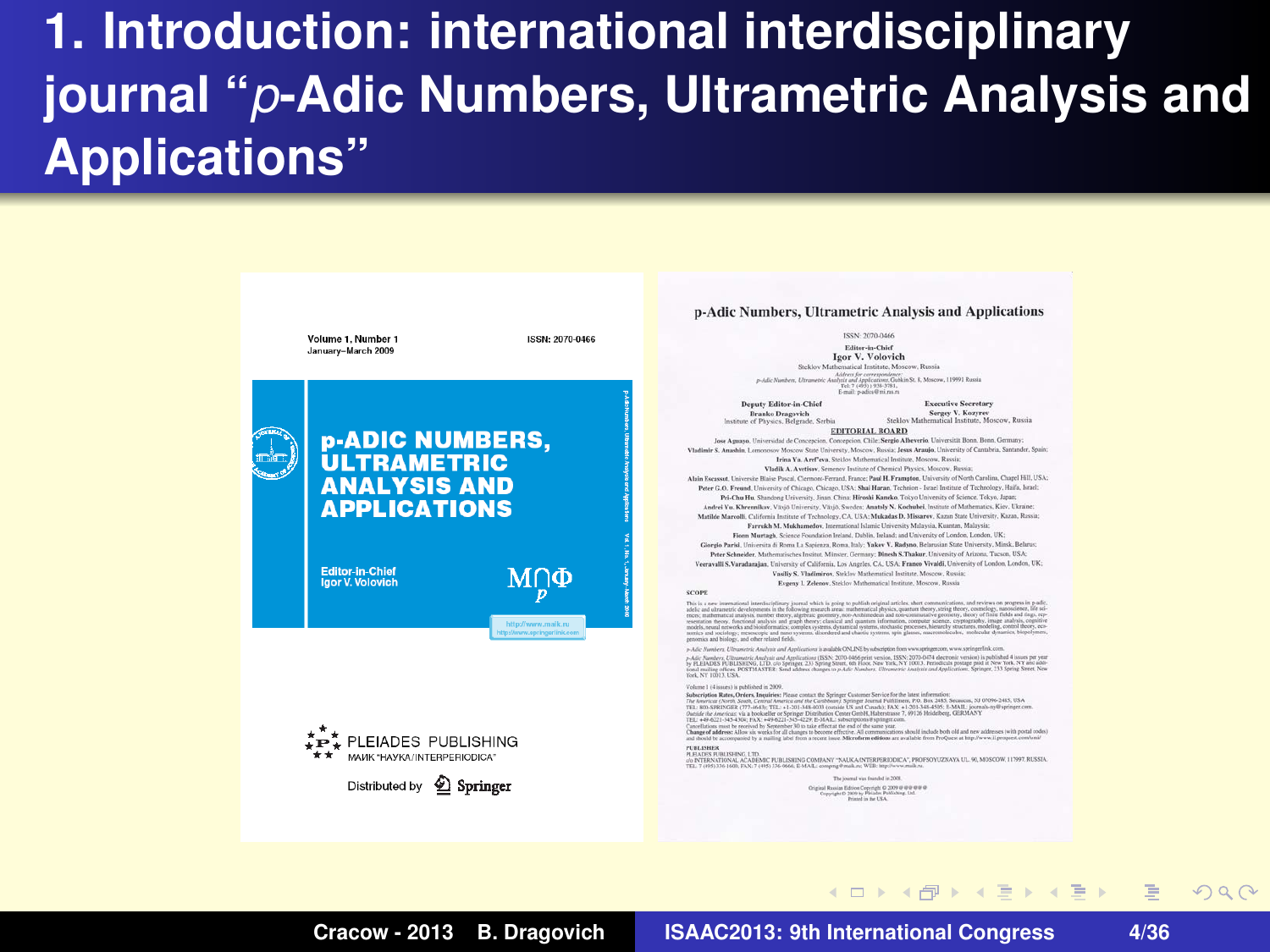# 1. Introduction: international interdisciplinary journal "*p*-Adic Numbers, Ultrametric Analysis and Applications"

Volume 1, Number 1
January–March 2009

ISSN: 2070-0466

**p-ADIC NUMBERS, ULTRAMETRIC ANALYSIS AND APPLICATIONS**

Editor-in-Chief
Igor V. Volovich

PLEIADES PUBLISHING
МАИК "НАУКА/INTERPERIODICA"

Distributed by Springer

## p-Adic Numbers, Ultrametric Analysis and Applications

ISSN: 2070-0466

Editor-in-Chief
**Igor V. Volovich**
Steklov Mathematical Institute, Moscow, Russia

Deputy Editor-in-Chief
**Branko Dragovich**
Institute of Physics, Belgrade, Serbia

Executive Secretary
**Sergey V. Kozyrev**
Steklov Mathematical Institute, Moscow, Russia

EDITORIAL BOARD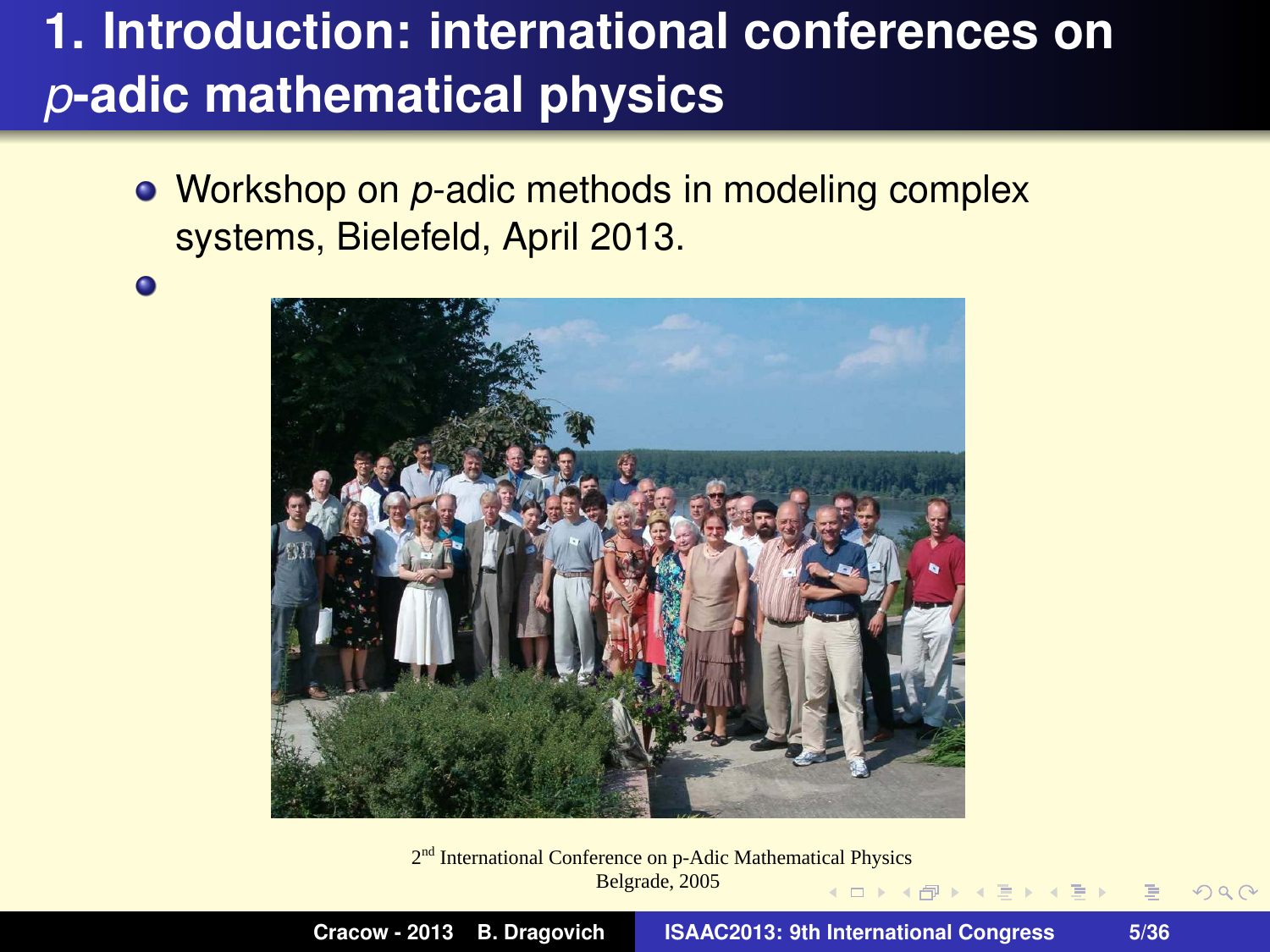# 1. Introduction: international conferences on $p$-adic mathematical physics

- Workshop on $p$-adic methods in modeling complex systems, Bielefeld, April 2013.
- 

2[nd] International Conference on p-Adic Mathematical Physics
Belgrade, 2005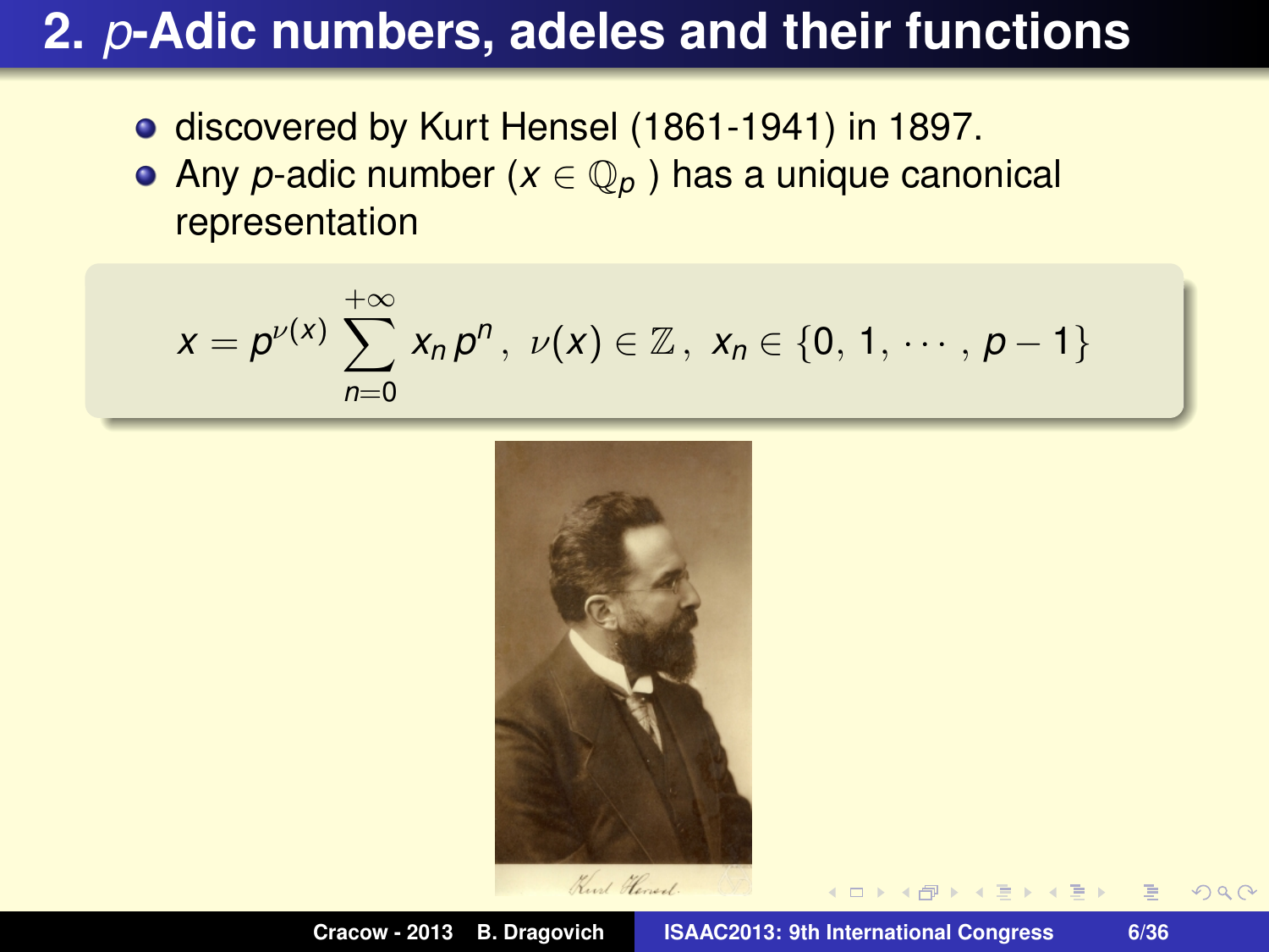## 2. $p$-Adic numbers, adeles and their functions

- discovered by Kurt Hensel (1861-1941) in 1897.
- Any $p$-adic number ($x \in \mathbb{Q}_p$ ) has a unique canonical representation

$$x = p^{\nu(x)} \sum_{n=0}^{+\infty} x_n \, p^n \,, \ \nu(x) \in \mathbb{Z} \,, \ x_n \in \{0, \, 1, \, \cdots \, , \, p-1\}$$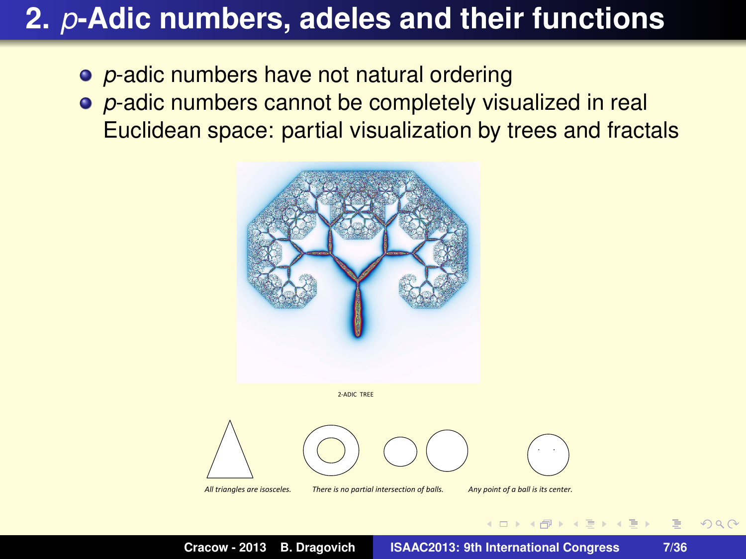## 2. *p*-Adic numbers, adeles and their functions

- *p*-adic numbers have not natural ordering
- *p*-adic numbers cannot be completely visualized in real Euclidean space: partial visualization by trees and fractals

2-ADIC TREE

*All triangles are isosceles.*

*There is no partial intersection of balls.*

*Any point of a ball is its center.*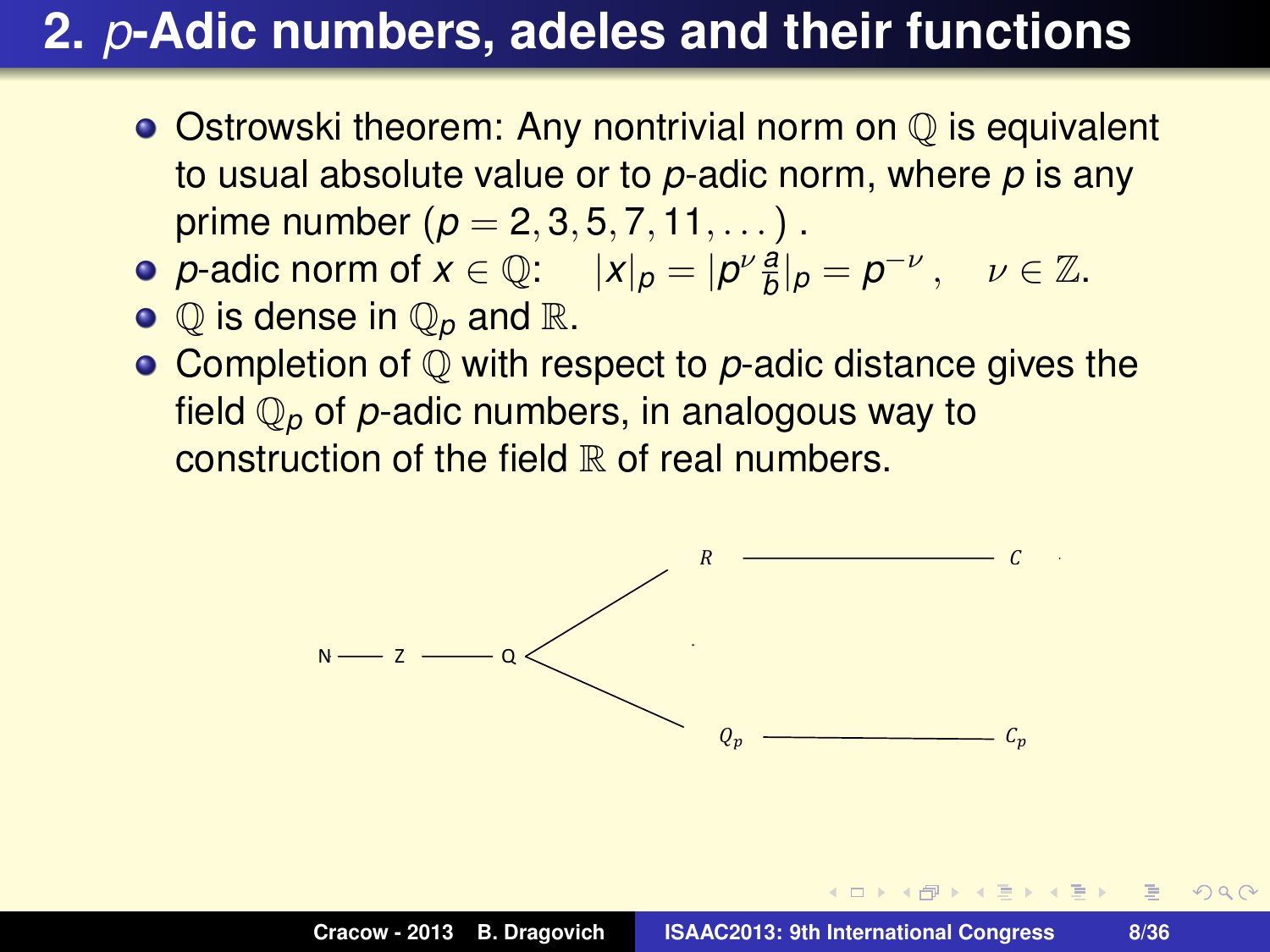# 2. *p*-Adic numbers, adeles and their functions

- Ostrowski theorem: Any nontrivial norm on $\mathbb{Q}$ is equivalent to usual absolute value or to *p*-adic norm, where *p* is any prime number ($p = 2, 3, 5, 7, 11, \ldots$) .
- *p*-adic norm of $x \in \mathbb{Q}$: $\quad |x|_p = |p^{\nu} \frac{a}{b}|_p = p^{-\nu}\,, \quad \nu \in \mathbb{Z}$.
- $\mathbb{Q}$ is dense in $\mathbb{Q}_p$ and $\mathbb{R}$.
- Completion of $\mathbb{Q}$ with respect to *p*-adic distance gives the field $\mathbb{Q}_p$ of *p*-adic numbers, in analogous way to construction of the field $\mathbb{R}$ of real numbers.

N —— Z —— Q, branching to: $R$ —— $C$ and $Q_p$ —— $C_p$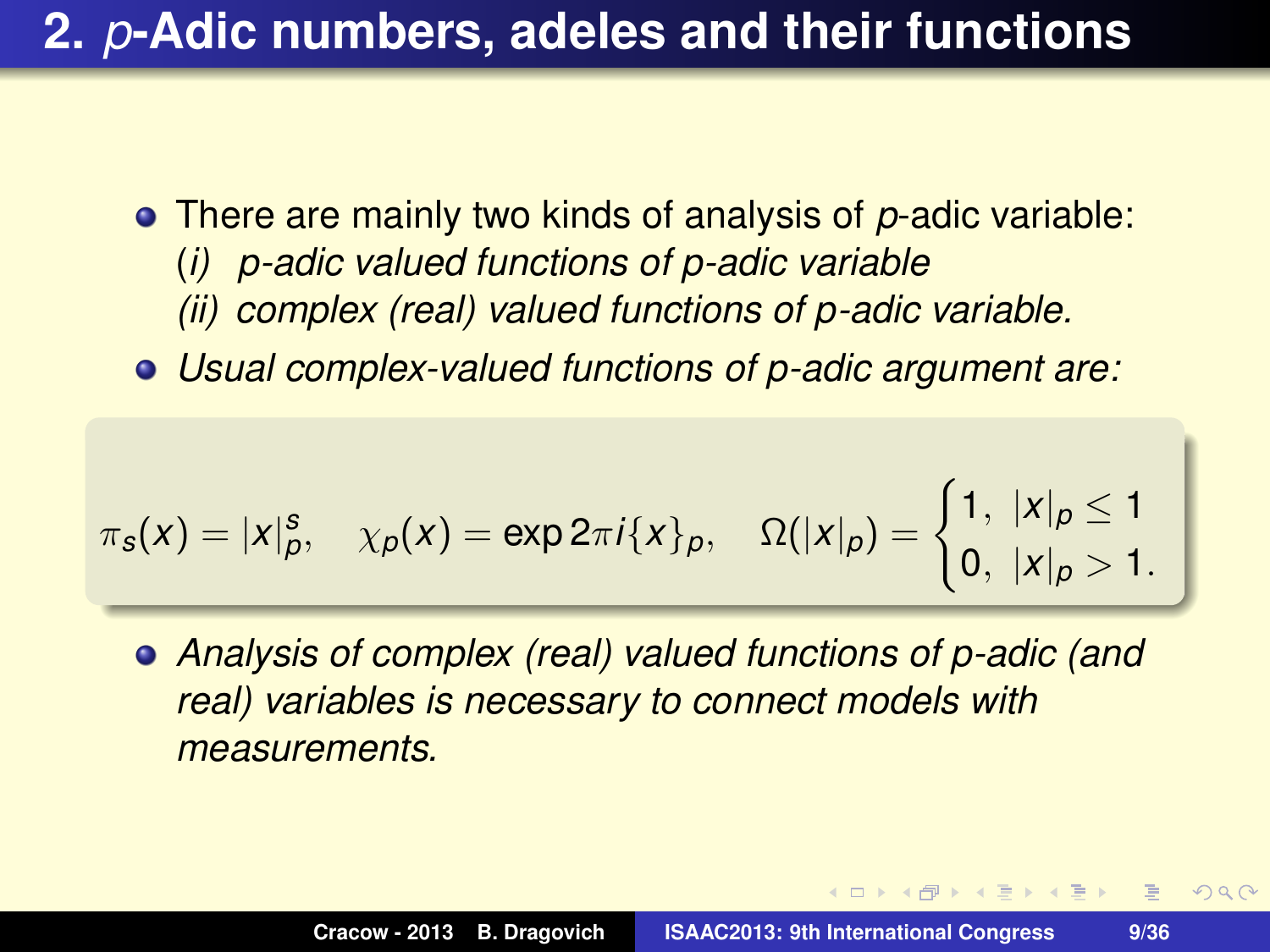# 2. $p$-Adic numbers, adeles and their functions

- There are mainly two kinds of analysis of $p$-adic variable:
  (*i*) *p-adic valued functions of p-adic variable*
  *(ii) complex (real) valued functions of p-adic variable.*
- *Usual complex-valued functions of p-adic argument are:*

$$\pi_s(x) = |x|_p^s, \quad \chi_p(x) = \exp 2\pi i \{x\}_p, \quad \Omega(|x|_p) = \begin{cases} 1, & |x|_p \leq 1 \\ 0, & |x|_p > 1. \end{cases}$$

- *Analysis of complex (real) valued functions of p-adic (and real) variables is necessary to connect models with measurements.*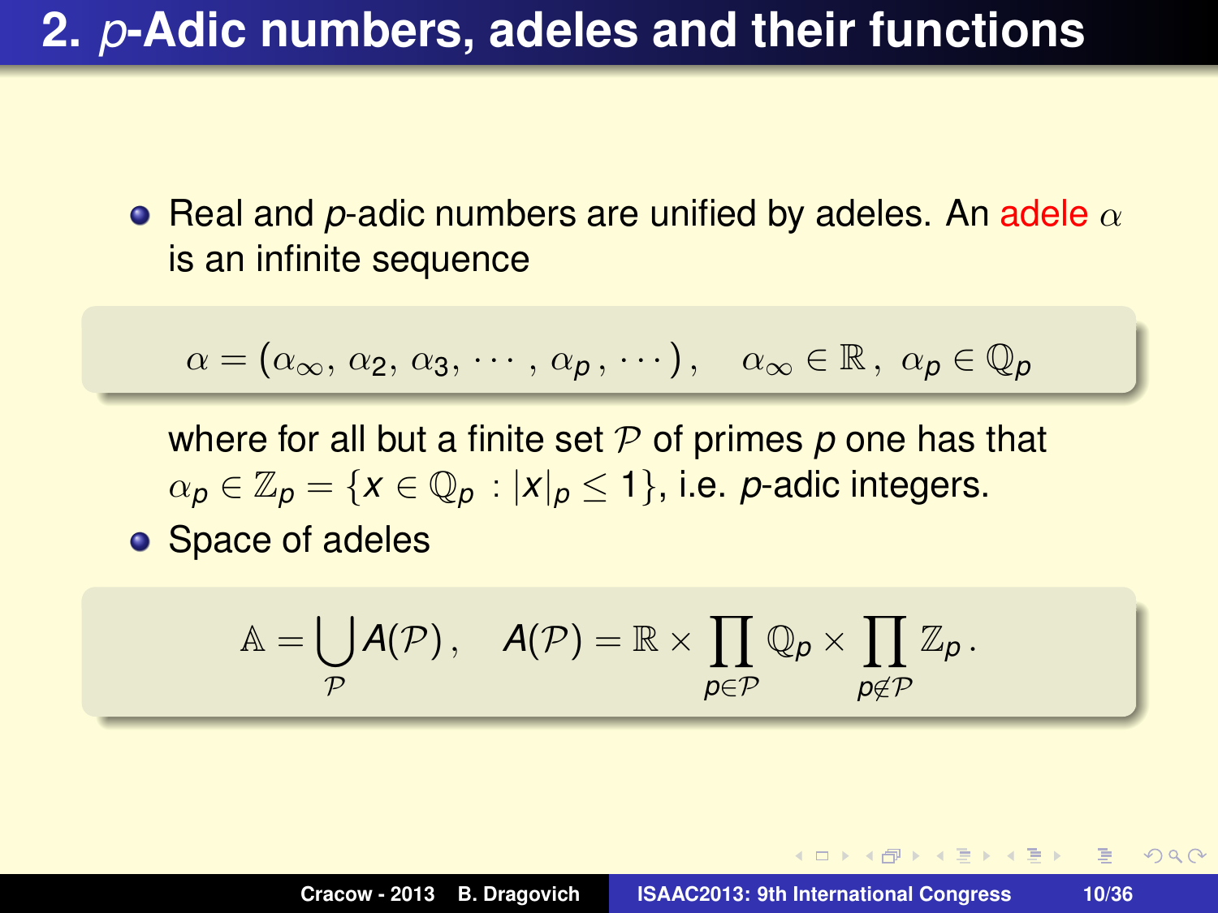## 2. *p*-Adic numbers, adeles and their functions

- Real and *p*-adic numbers are unified by adeles. An adele $\alpha$ is an infinite sequence

$$\alpha = (\alpha_\infty, \alpha_2, \alpha_3, \cdots, \alpha_p, \cdots), \quad \alpha_\infty \in \mathbb{R}, \ \alpha_p \in \mathbb{Q}_p$$

where for all but a finite set $\mathcal{P}$ of primes $p$ one has that $\alpha_p \in \mathbb{Z}_p = \{x \in \mathbb{Q}_p : |x|_p \leq 1\}$, i.e. *p*-adic integers.

- Space of adeles

$$\mathbb{A} = \bigcup_{\mathcal{P}} A(\mathcal{P}), \quad A(\mathcal{P}) = \mathbb{R} \times \prod_{p \in \mathcal{P}} \mathbb{Q}_p \times \prod_{p \notin \mathcal{P}} \mathbb{Z}_p .$$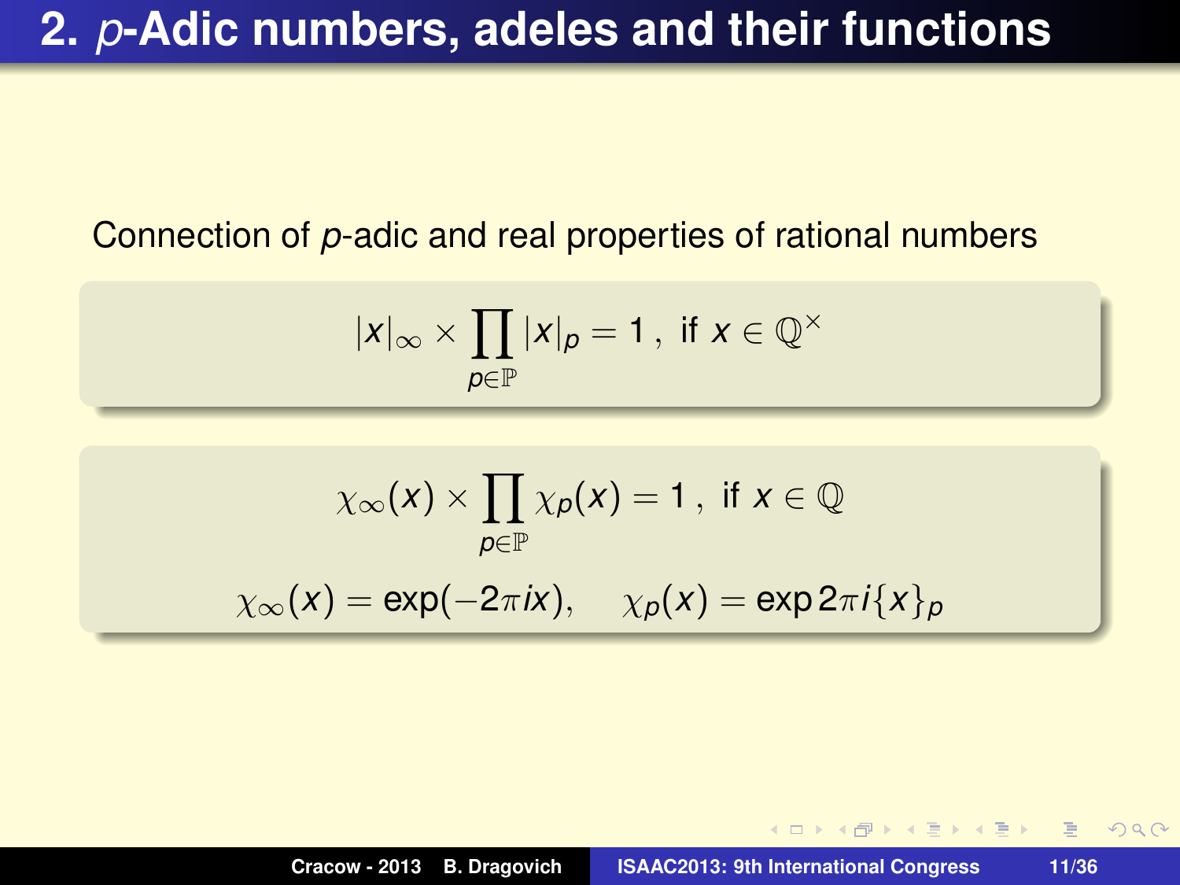## 2. *p*-Adic numbers, adeles and their functions

Connection of *p*-adic and real properties of rational numbers

$$|x|_\infty \times \prod_{p\in\mathbb{P}} |x|_p = 1\,, \text{ if } x \in \mathbb{Q}^\times$$

$$\chi_\infty(x) \times \prod_{p\in\mathbb{P}} \chi_p(x) = 1\,, \text{ if } x \in \mathbb{Q}$$

$$\chi_\infty(x) = \exp(-2\pi i x), \quad \chi_p(x) = \exp 2\pi i \{x\}_p$$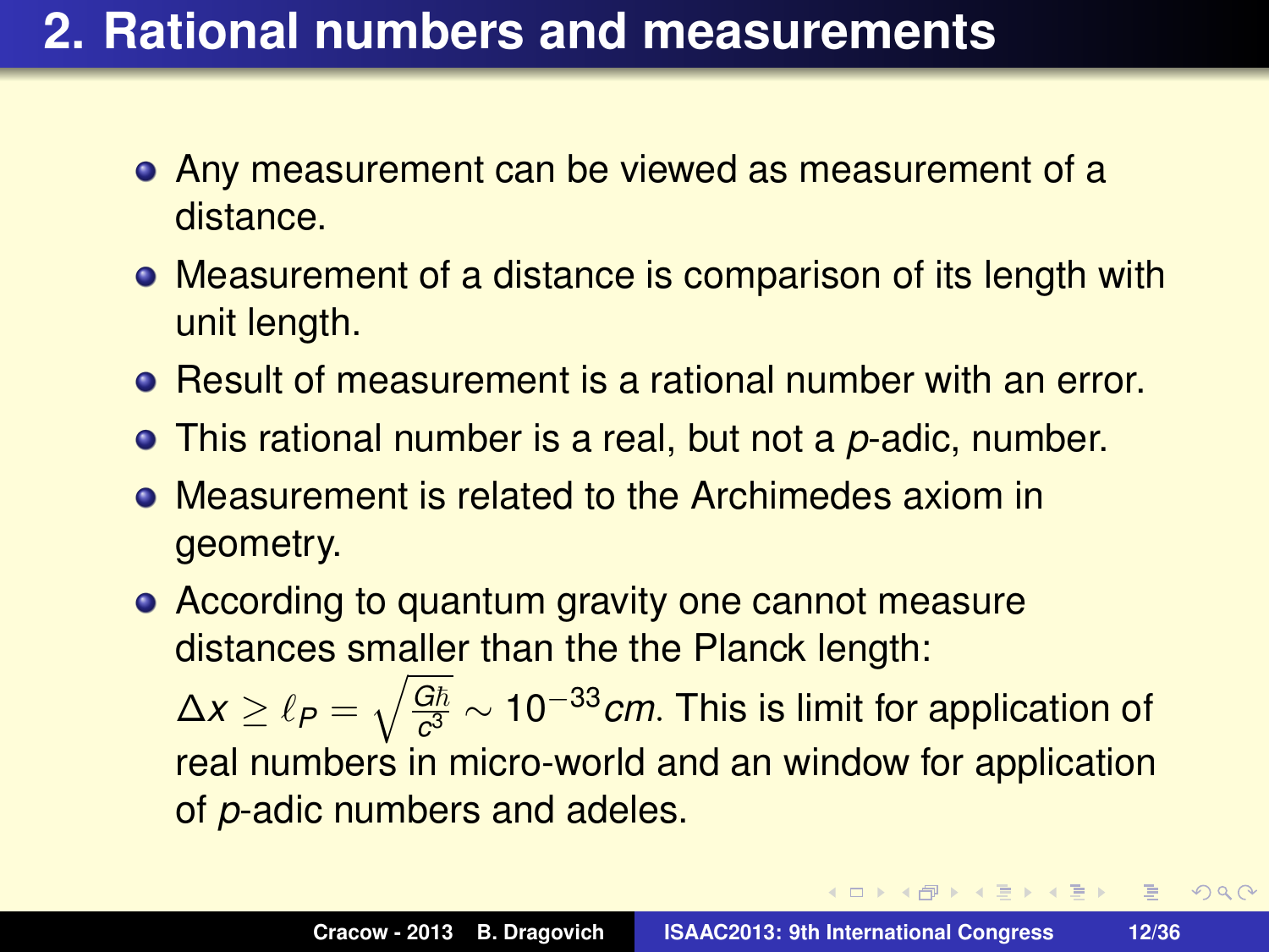# 2. Rational numbers and measurements

- Any measurement can be viewed as measurement of a distance.
- Measurement of a distance is comparison of its length with unit length.
- Result of measurement is a rational number with an error.
- This rational number is a real, but not a *p*-adic, number.
- Measurement is related to the Archimedes axiom in geometry.
- According to quantum gravity one cannot measure distances smaller than the the Planck length: $\Delta x \geq \ell_P = \sqrt{\frac{G\hbar}{c^3}} \sim 10^{-33} cm$. This is limit for application of real numbers in micro-world and an window for application of *p*-adic numbers and adeles.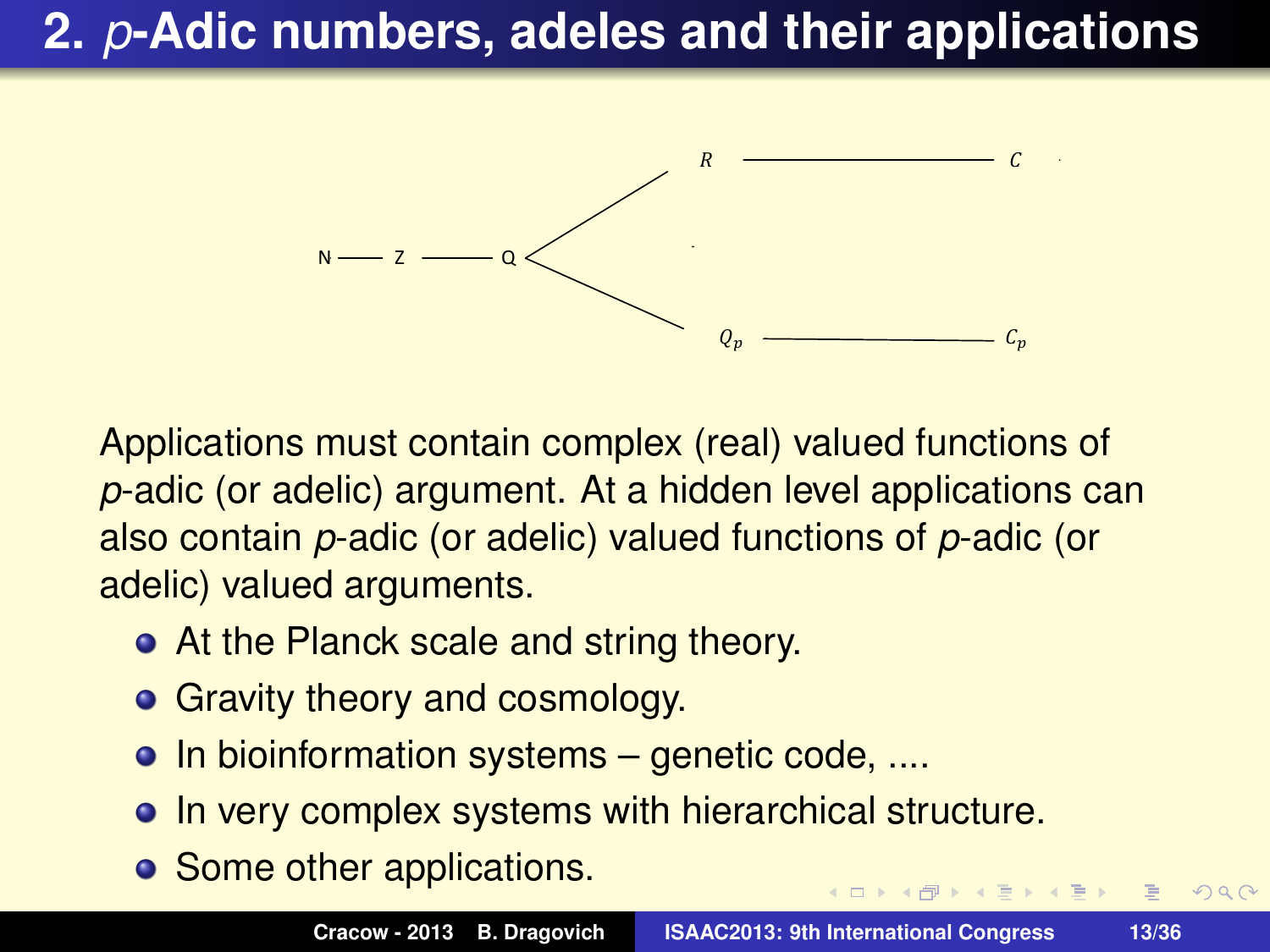# 2. *p*-Adic numbers, adeles and their applications

$$N \text{ --- } Z \text{ --- } Q \;\begin{cases} R \text{ --- } C \\ Q_p \text{ --- } C_p \end{cases}$$

Applications must contain complex (real) valued functions of *p*-adic (or adelic) argument. At a hidden level applications can also contain *p*-adic (or adelic) valued functions of *p*-adic (or adelic) valued arguments.

- At the Planck scale and string theory.
- Gravity theory and cosmology.
- In bioinformation systems – genetic code, ....
- In very complex systems with hierarchical structure.
- Some other applications.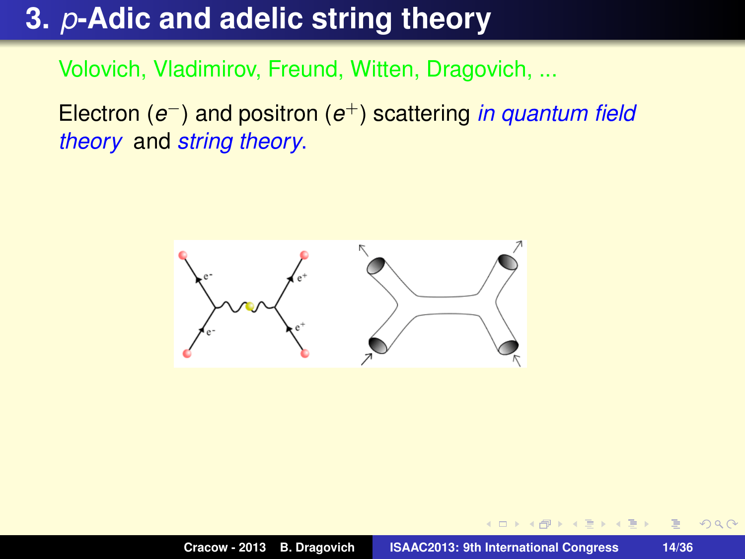# 3. $p$-Adic and adelic string theory

Volovich, Vladimirov, Freund, Witten, Dragovich, ...

Electron ($e^-$) and positron ($e^+$) scattering *in quantum field theory* and *string theory*.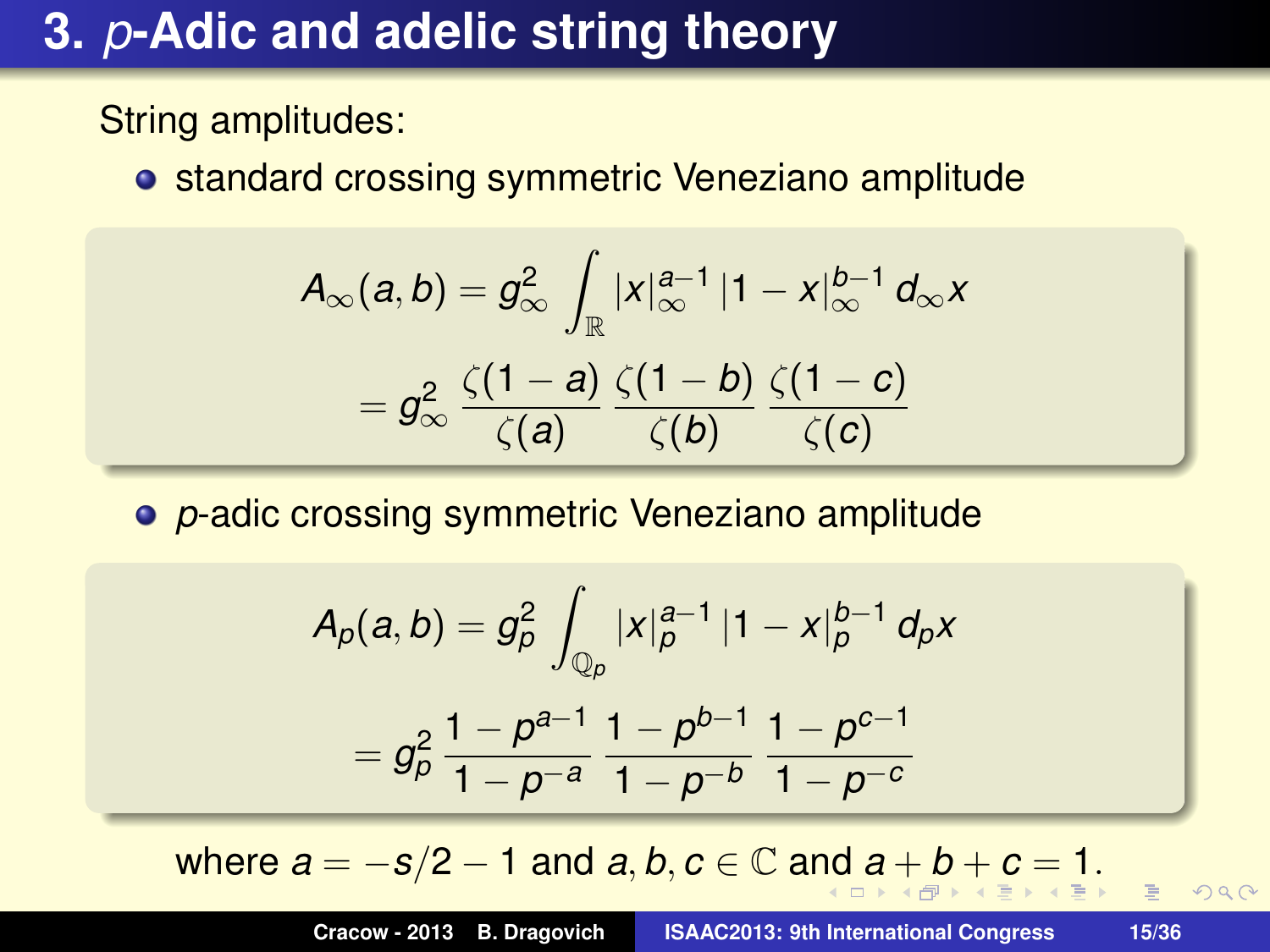# 3. $p$-Adic and adelic string theory

String amplitudes:

- standard crossing symmetric Veneziano amplitude

$$A_\infty(a,b) = g_\infty^2 \int_{\mathbb{R}} |x|_\infty^{a-1} \, |1-x|_\infty^{b-1} \, d_\infty x$$

$$= g_\infty^2 \, \frac{\zeta(1-a)}{\zeta(a)} \, \frac{\zeta(1-b)}{\zeta(b)} \, \frac{\zeta(1-c)}{\zeta(c)}$$

- $p$-adic crossing symmetric Veneziano amplitude

$$A_p(a,b) = g_p^2 \int_{\mathbb{Q}_p} |x|_p^{a-1} \, |1-x|_p^{b-1} \, d_p x$$

$$= g_p^2 \, \frac{1-p^{a-1}}{1-p^{-a}} \, \frac{1-p^{b-1}}{1-p^{-b}} \, \frac{1-p^{c-1}}{1-p^{-c}}$$

where $a = -s/2 - 1$ and $a, b, c \in \mathbb{C}$ and $a + b + c = 1$.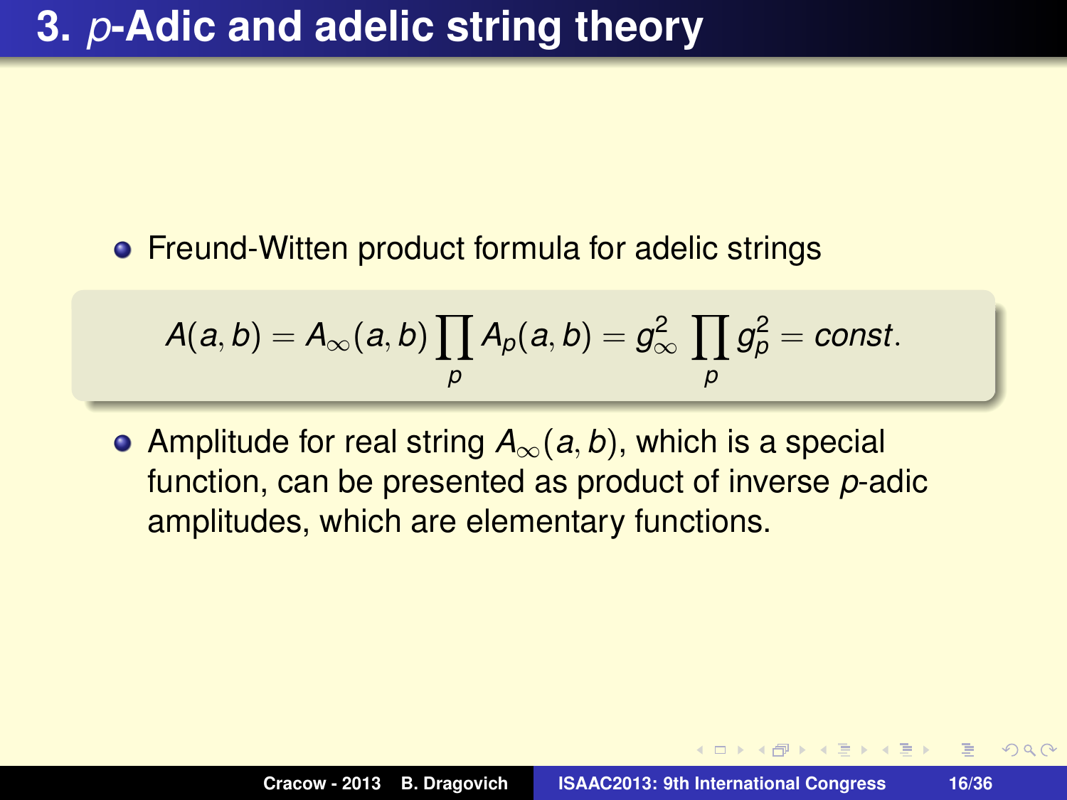# 3. $p$-Adic and adelic string theory

- Freund-Witten product formula for adelic strings

$$A(a,b) = A_\infty(a,b) \prod_p A_p(a,b) = g_\infty^2 \prod_p g_p^2 = const.$$

- Amplitude for real string $A_\infty(a,b)$, which is a special function, can be presented as product of inverse $p$-adic amplitudes, which are elementary functions.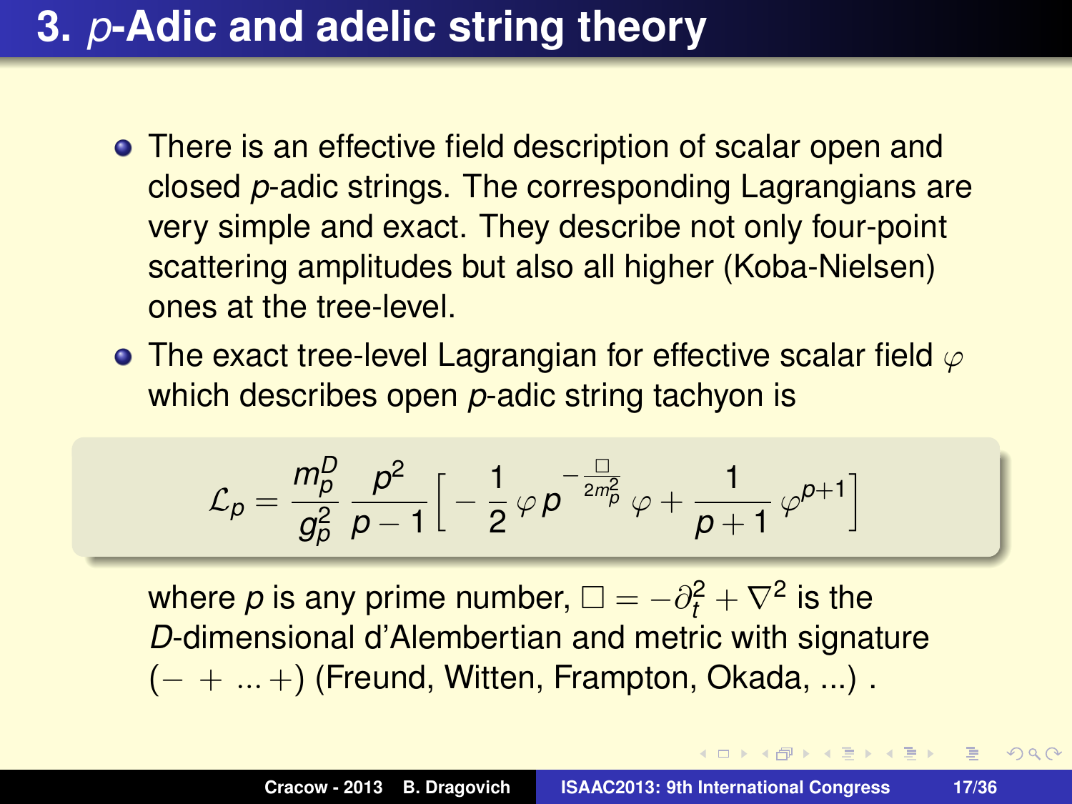# 3. $p$-Adic and adelic string theory

- There is an effective field description of scalar open and closed $p$-adic strings. The corresponding Lagrangians are very simple and exact. They describe not only four-point scattering amplitudes but also all higher (Koba-Nielsen) ones at the tree-level.
- The exact tree-level Lagrangian for effective scalar field $\varphi$ which describes open $p$-adic string tachyon is

$$\mathcal{L}_p = \frac{m_p^D}{g_p^2} \, \frac{p^2}{p-1} \Big[ -\frac{1}{2} \, \varphi \, p^{-\frac{\Box}{2m_p^2}} \, \varphi + \frac{1}{p+1} \, \varphi^{p+1} \Big]$$

where $p$ is any prime number, $\Box = -\partial_t^2 + \nabla^2$ is the $D$-dimensional d'Alembertian and metric with signature $(- + \ldots +)$ (Freund, Witten, Frampton, Okada, ...) .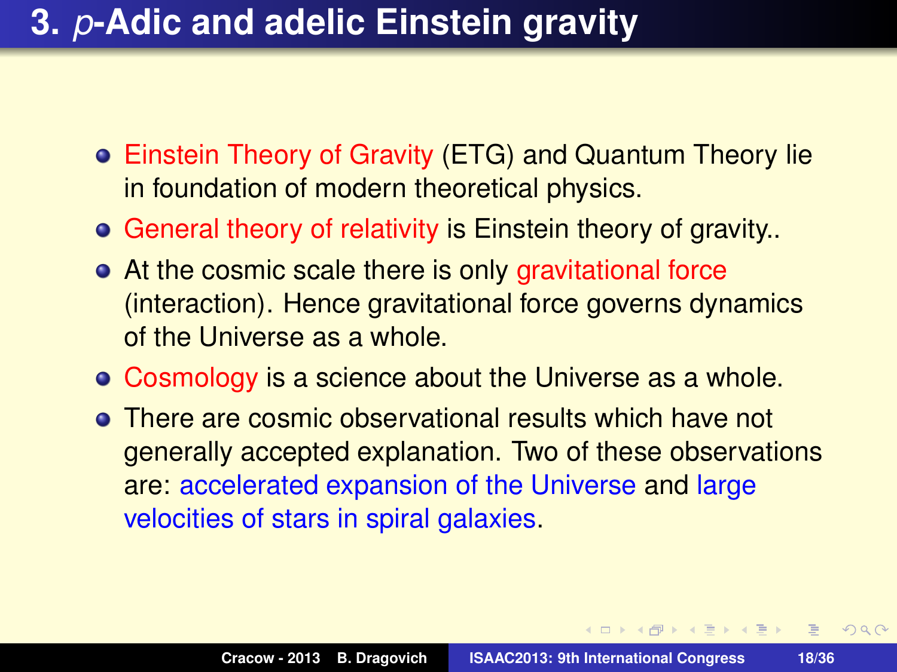# 3. *p*-Adic and adelic Einstein gravity

- Einstein Theory of Gravity (ETG) and Quantum Theory lie in foundation of modern theoretical physics.
- General theory of relativity is Einstein theory of gravity..
- At the cosmic scale there is only gravitational force (interaction). Hence gravitational force governs dynamics of the Universe as a whole.
- Cosmology is a science about the Universe as a whole.
- There are cosmic observational results which have not generally accepted explanation. Two of these observations are: accelerated expansion of the Universe and large velocities of stars in spiral galaxies.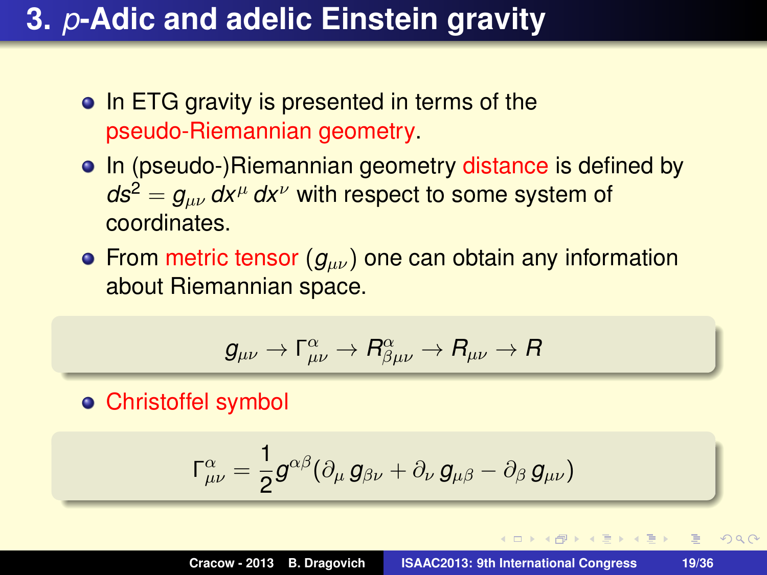# 3. *p*-Adic and adelic Einstein gravity

- In ETG gravity is presented in terms of the pseudo-Riemannian geometry.
- In (pseudo-)Riemannian geometry distance is defined by $ds^2 = g_{\mu\nu}\, dx^\mu\, dx^\nu$ with respect to some system of coordinates.
- From metric tensor ($g_{\mu\nu}$) one can obtain any information about Riemannian space.

$$g_{\mu\nu} \to \Gamma^\alpha_{\mu\nu} \to R^\alpha_{\beta\mu\nu} \to R_{\mu\nu} \to R$$

- Christoffel symbol

$$\Gamma^\alpha_{\mu\nu} = \frac{1}{2} g^{\alpha\beta} (\partial_\mu\, g_{\beta\nu} + \partial_\nu\, g_{\mu\beta} - \partial_\beta\, g_{\mu\nu})$$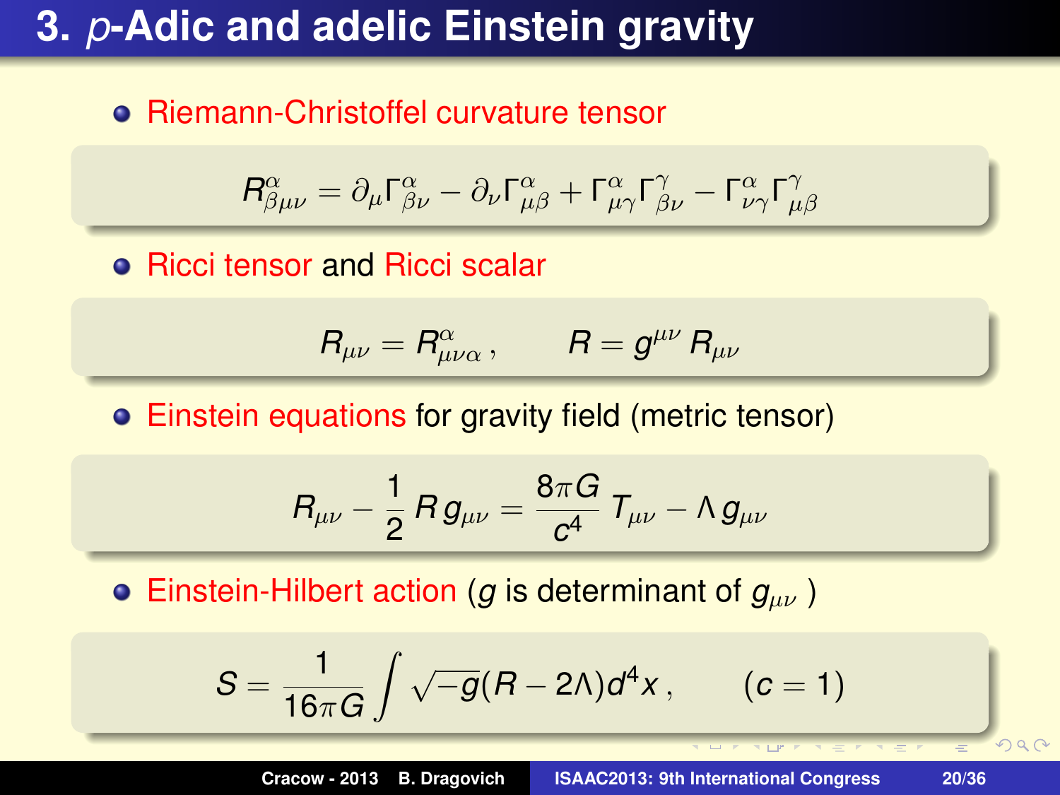# 3. $p$-Adic and adelic Einstein gravity

- Riemann-Christoffel curvature tensor

$$R^{\alpha}_{\beta\mu\nu} = \partial_\mu \Gamma^{\alpha}_{\beta\nu} - \partial_\nu \Gamma^{\alpha}_{\mu\beta} + \Gamma^{\alpha}_{\mu\gamma}\Gamma^{\gamma}_{\beta\nu} - \Gamma^{\alpha}_{\nu\gamma}\Gamma^{\gamma}_{\mu\beta}$$

- Ricci tensor and Ricci scalar

$$R_{\mu\nu} = R^{\alpha}_{\mu\nu\alpha}\,, \qquad R = g^{\mu\nu}\, R_{\mu\nu}$$

- Einstein equations for gravity field (metric tensor)

$$R_{\mu\nu} - \frac{1}{2}\, R\, g_{\mu\nu} = \frac{8\pi G}{c^4}\, T_{\mu\nu} - \Lambda\, g_{\mu\nu}$$

- Einstein-Hilbert action ($g$ is determinant of $g_{\mu\nu}$ )

$$S = \frac{1}{16\pi G}\int \sqrt{-g}(R - 2\Lambda) d^4 x\,, \qquad (c = 1)$$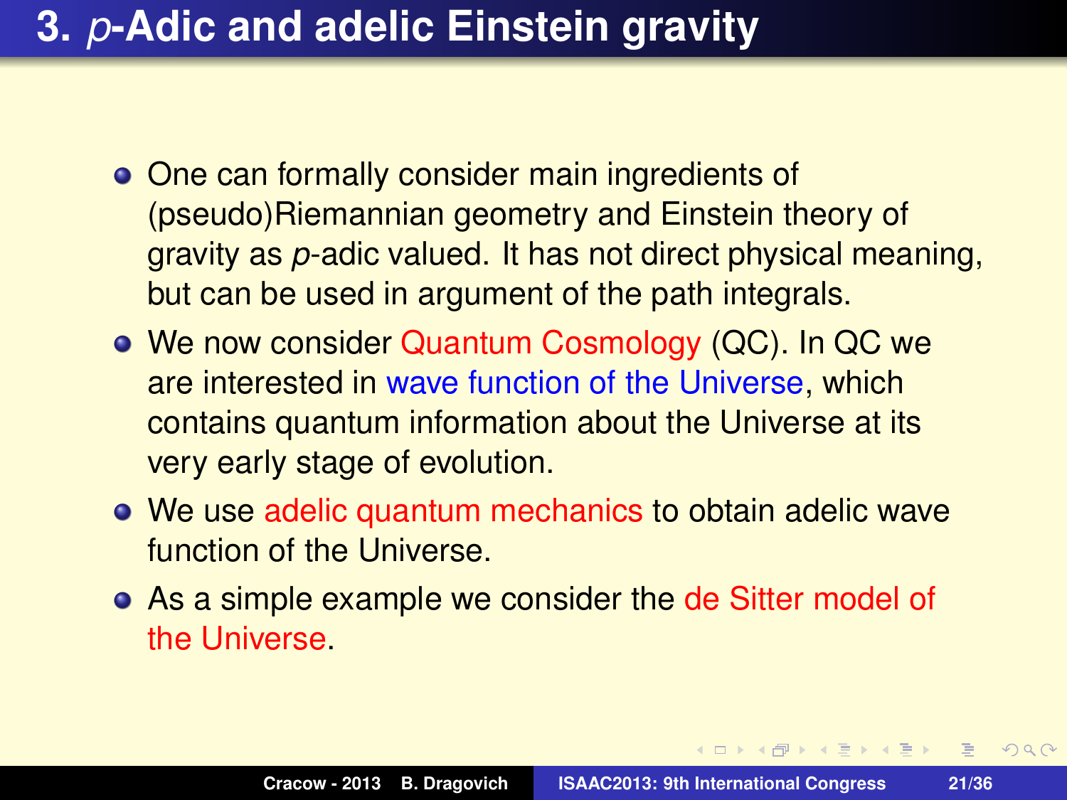# 3. *p*-Adic and adelic Einstein gravity

- One can formally consider main ingredients of (pseudo)Riemannian geometry and Einstein theory of gravity as *p*-adic valued. It has not direct physical meaning, but can be used in argument of the path integrals.
- We now consider Quantum Cosmology (QC). In QC we are interested in wave function of the Universe, which contains quantum information about the Universe at its very early stage of evolution.
- We use adelic quantum mechanics to obtain adelic wave function of the Universe.
- As a simple example we consider the de Sitter model of the Universe.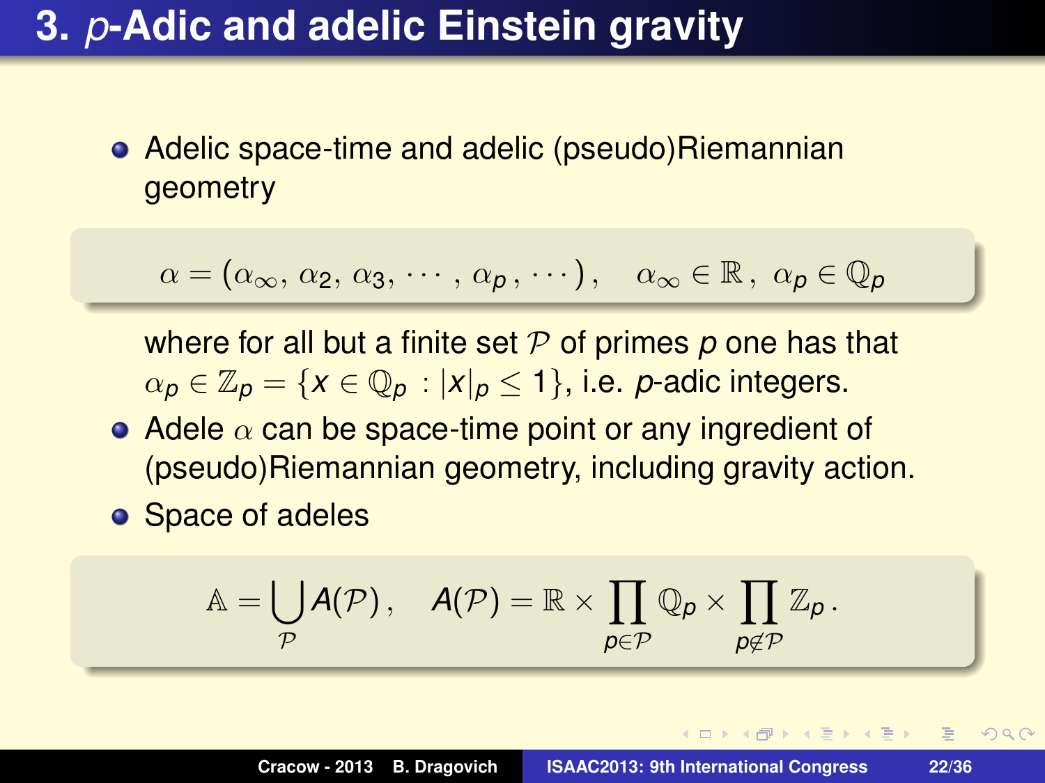# 3. $p$-Adic and adelic Einstein gravity

- Adelic space-time and adelic (pseudo)Riemannian geometry

$$\alpha = (\alpha_\infty, \alpha_2, \alpha_3, \cdots, \alpha_p, \cdots), \quad \alpha_\infty \in \mathbb{R}, \ \alpha_p \in \mathbb{Q}_p$$

where for all but a finite set $\mathcal{P}$ of primes $p$ one has that $\alpha_p \in \mathbb{Z}_p = \{x \in \mathbb{Q}_p : |x|_p \le 1\}$, i.e. $p$-adic integers.

- Adele $\alpha$ can be space-time point or any ingredient of (pseudo)Riemannian geometry, including gravity action.
- Space of adeles

$$\mathbb{A} = \bigcup_{\mathcal{P}} A(\mathcal{P}), \quad A(\mathcal{P}) = \mathbb{R} \times \prod_{p \in \mathcal{P}} \mathbb{Q}_p \times \prod_{p \notin \mathcal{P}} \mathbb{Z}_p .$$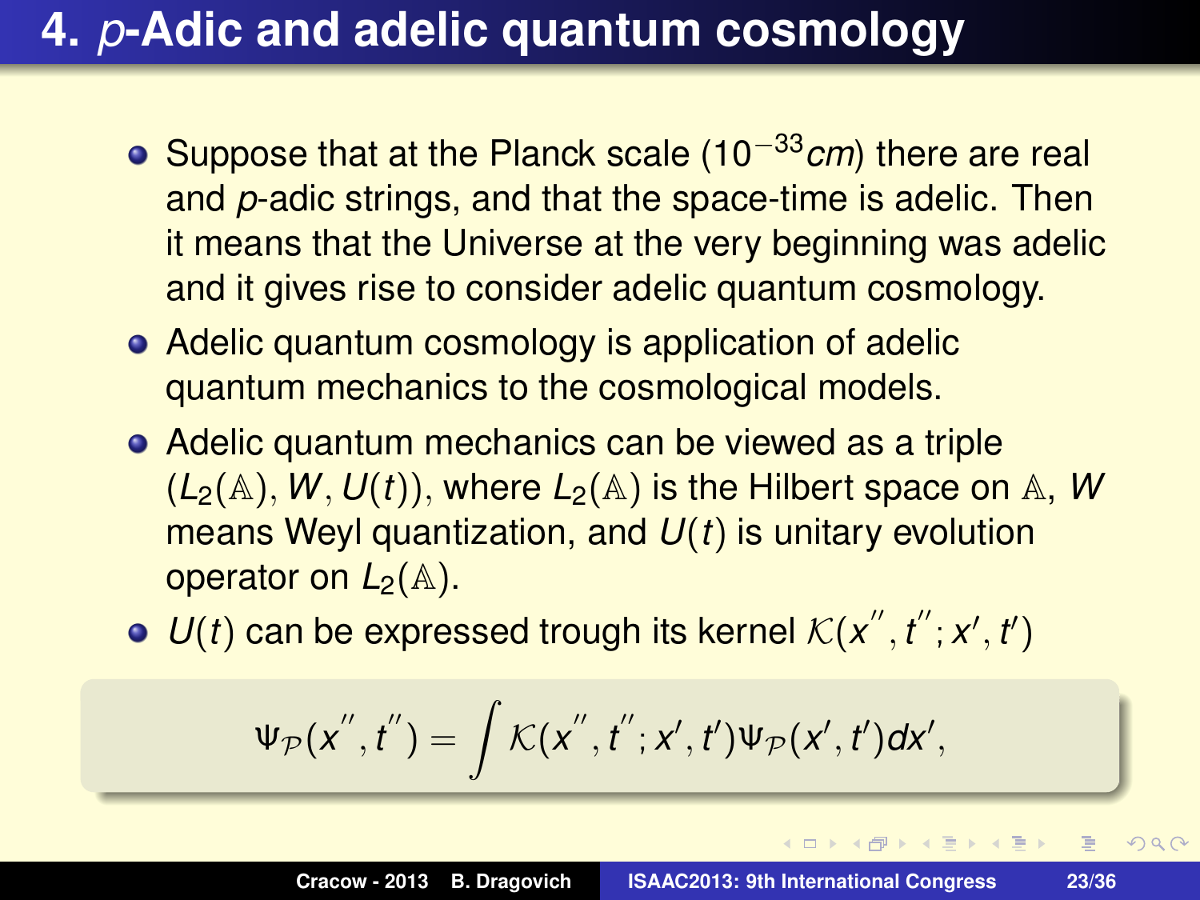# 4. $p$-Adic and adelic quantum cosmology

- Suppose that at the Planck scale ($10^{-33}cm$) there are real and $p$-adic strings, and that the space-time is adelic. Then it means that the Universe at the very beginning was adelic and it gives rise to consider adelic quantum cosmology.
- Adelic quantum cosmology is application of adelic quantum mechanics to the cosmological models.
- Adelic quantum mechanics can be viewed as a triple $(L_2(\mathbb{A}), W, U(t))$, where $L_2(\mathbb{A})$ is the Hilbert space on $\mathbb{A}$, $W$ means Weyl quantization, and $U(t)$ is unitary evolution operator on $L_2(\mathbb{A})$.
- $U(t)$ can be expressed trough its kernel $\mathcal{K}(x'', t''; x', t')$

$$\Psi_{\mathcal{P}}(x'', t'') = \int \mathcal{K}(x'', t''; x', t')\Psi_{\mathcal{P}}(x', t')dx',$$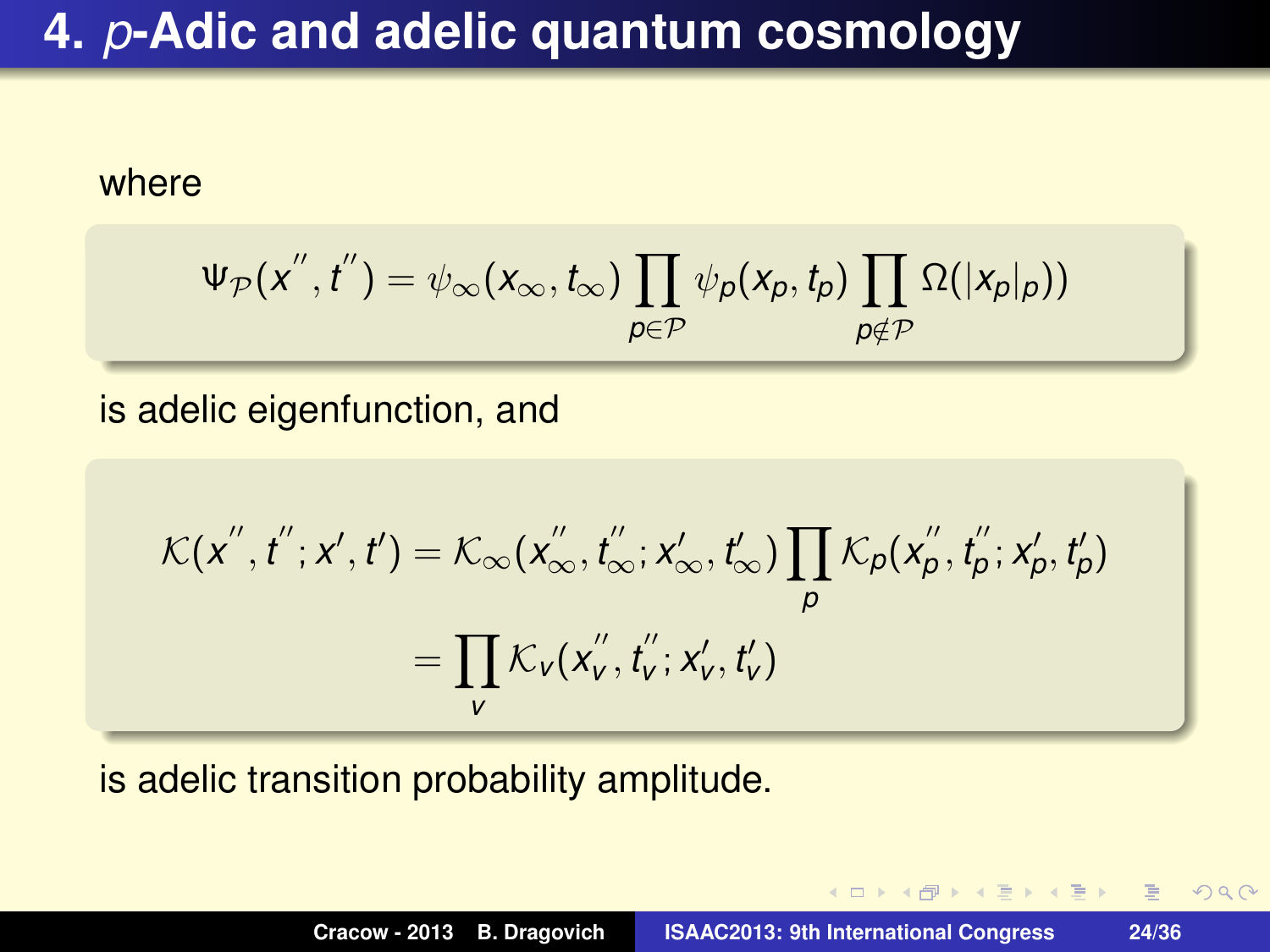# 4. $p$-Adic and adelic quantum cosmology

where

$$\Psi_{\mathcal{P}}(x'', t'') = \psi_\infty(x_\infty, t_\infty) \prod_{p \in \mathcal{P}} \psi_p(x_p, t_p) \prod_{p \notin \mathcal{P}} \Omega(|x_p|_p))$$

is adelic eigenfunction, and

$$\mathcal{K}(x'', t''; x', t') = \mathcal{K}_\infty(x''_\infty, t''_\infty; x'_\infty, t'_\infty) \prod_p \mathcal{K}_p(x''_p, t''_p; x'_p, t'_p)$$
$$= \prod_v \mathcal{K}_v(x''_v, t''_v; x'_v, t'_v)$$

is adelic transition probability amplitude.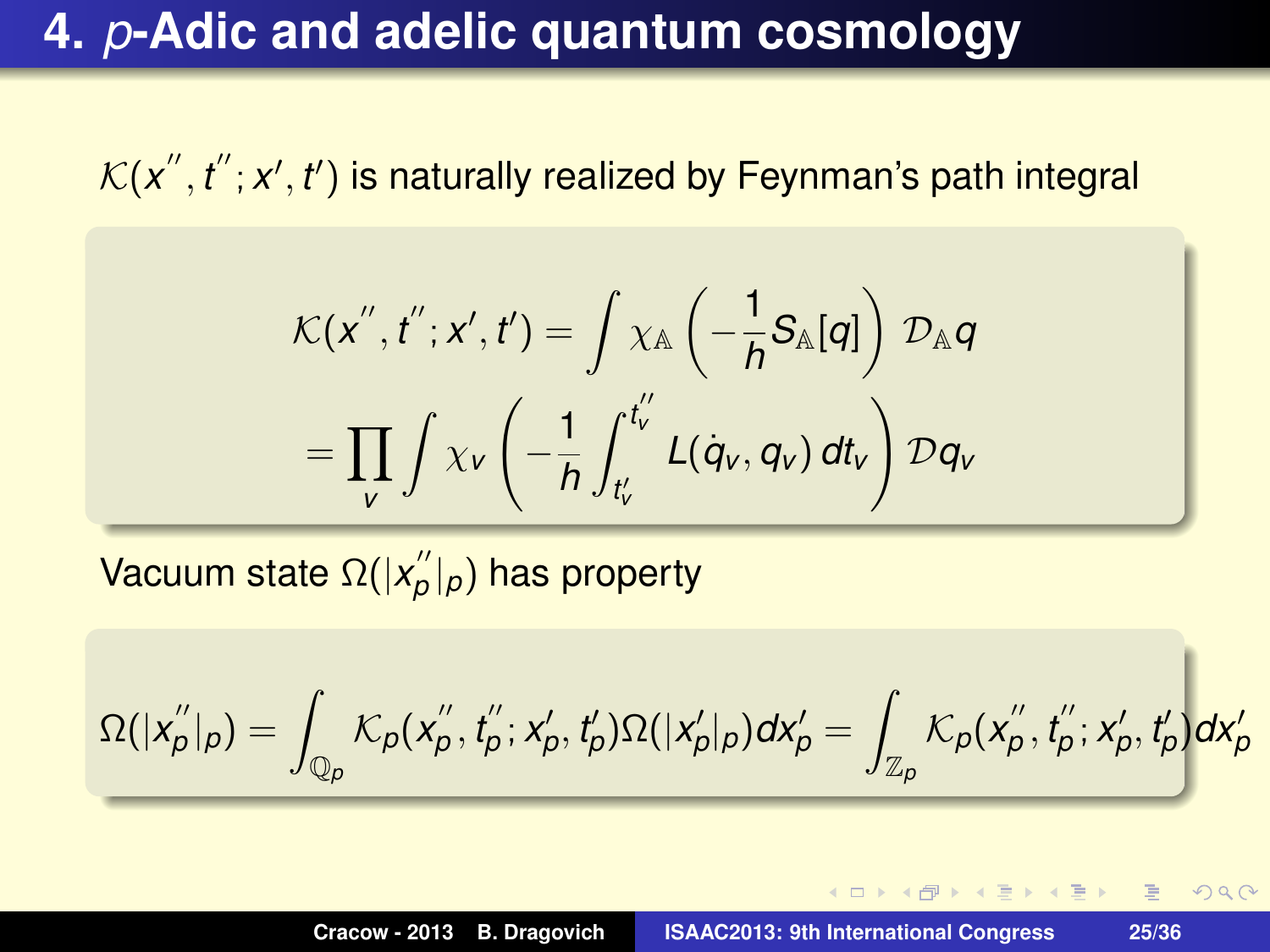# 4. $p$-Adic and adelic quantum cosmology

$\mathcal{K}(x'', t''; x', t')$ is naturally realized by Feynman's path integral

$$
\begin{aligned}
\mathcal{K}(x'', t''; x', t') &= \int \chi_{\mathbb{A}} \left( -\frac{1}{h} S_{\mathbb{A}}[q] \right) \mathcal{D}_{\mathbb{A}} q \\
&= \prod_v \int \chi_v \left( -\frac{1}{h} \int_{t'_v}^{t''_v} L(\dot{q}_v, q_v)\, dt_v \right) \mathcal{D} q_v
\end{aligned}
$$

Vacuum state $\Omega(|x''_p|_p)$ has property

$$
\Omega(|x''_p|_p) = \int_{\mathbb{Q}_p} \mathcal{K}_p(x''_p, t''_p; x'_p, t'_p) \Omega(|x'_p|_p) dx'_p = \int_{\mathbb{Z}_p} \mathcal{K}_p(x''_p, t''_p; x'_p, t'_p) dx'_p
$$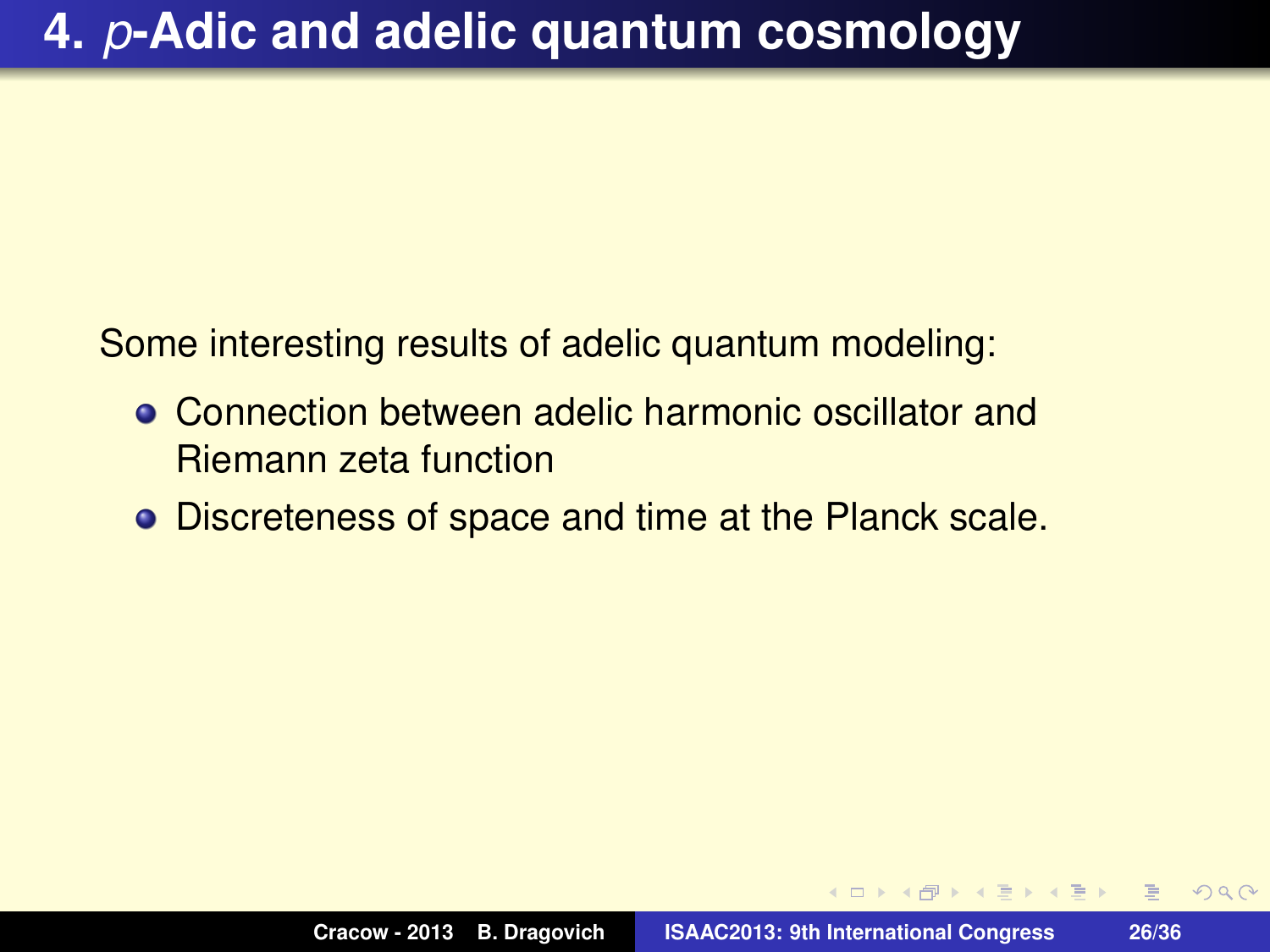# 4. *p*-Adic and adelic quantum cosmology

Some interesting results of adelic quantum modeling:

- Connection between adelic harmonic oscillator and Riemann zeta function
- Discreteness of space and time at the Planck scale.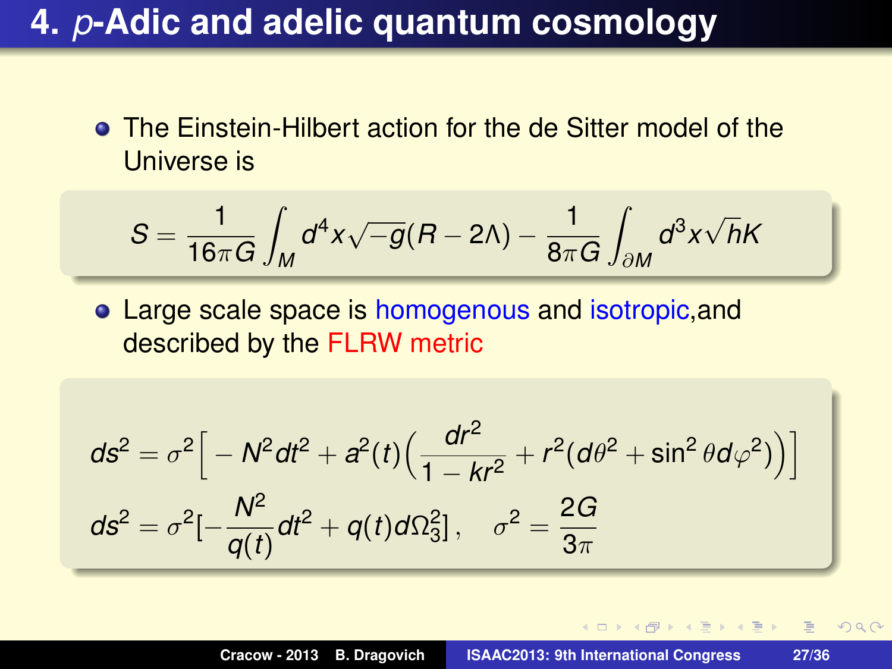# 4. $p$-Adic and adelic quantum cosmology

- The Einstein-Hilbert action for the de Sitter model of the Universe is

$$S = \frac{1}{16\pi G}\int_M d^4x\sqrt{-g}(R-2\Lambda) - \frac{1}{8\pi G}\int_{\partial M} d^3x\sqrt{h}K$$

- Large scale space is homogenous and isotropic, and described by the FLRW metric

$$ds^2 = \sigma^2\Big[-N^2dt^2 + a^2(t)\Big(\frac{dr^2}{1-kr^2} + r^2(d\theta^2 + \sin^2\theta d\varphi^2)\Big)\Big]$$

$$ds^2 = \sigma^2[-\frac{N^2}{q(t)}dt^2 + q(t)d\Omega_3^2], \quad \sigma^2 = \frac{2G}{3\pi}$$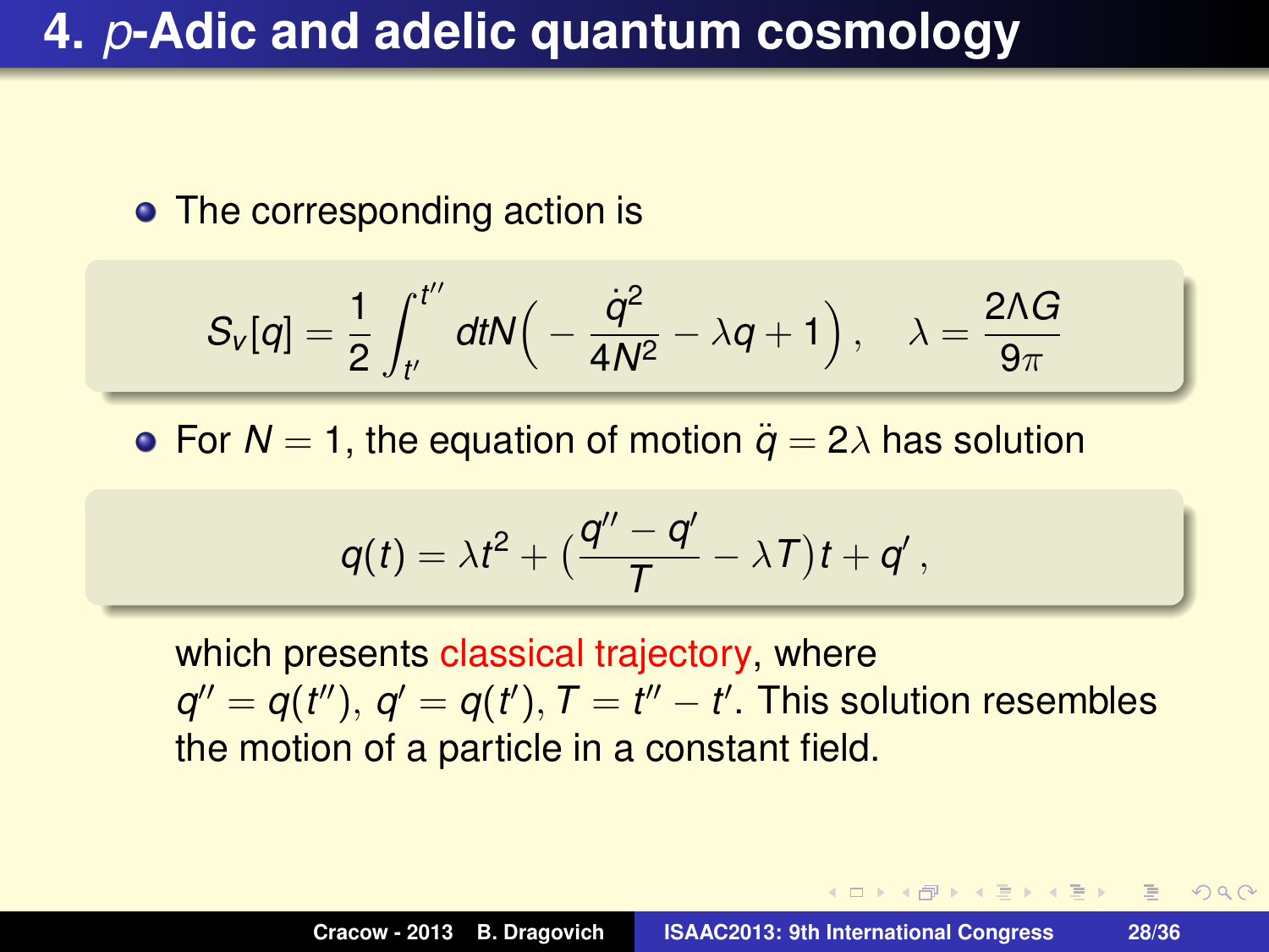# 4. $p$-Adic and adelic quantum cosmology

- The corresponding action is

$$S_v[q] = \frac{1}{2}\int_{t'}^{t''} dt N\Big( -\frac{\dot{q}^2}{4N^2} - \lambda q + 1\Big), \quad \lambda = \frac{2\Lambda G}{9\pi}$$

- For $N = 1$, the equation of motion $\ddot{q} = 2\lambda$ has solution

$$q(t) = \lambda t^2 + \big(\frac{q'' - q'}{T} - \lambda T\big)t + q'\,,$$

which presents classical trajectory, where $q'' = q(t'')$, $q' = q(t')$, $T = t'' - t'$. This solution resembles the motion of a particle in a constant field.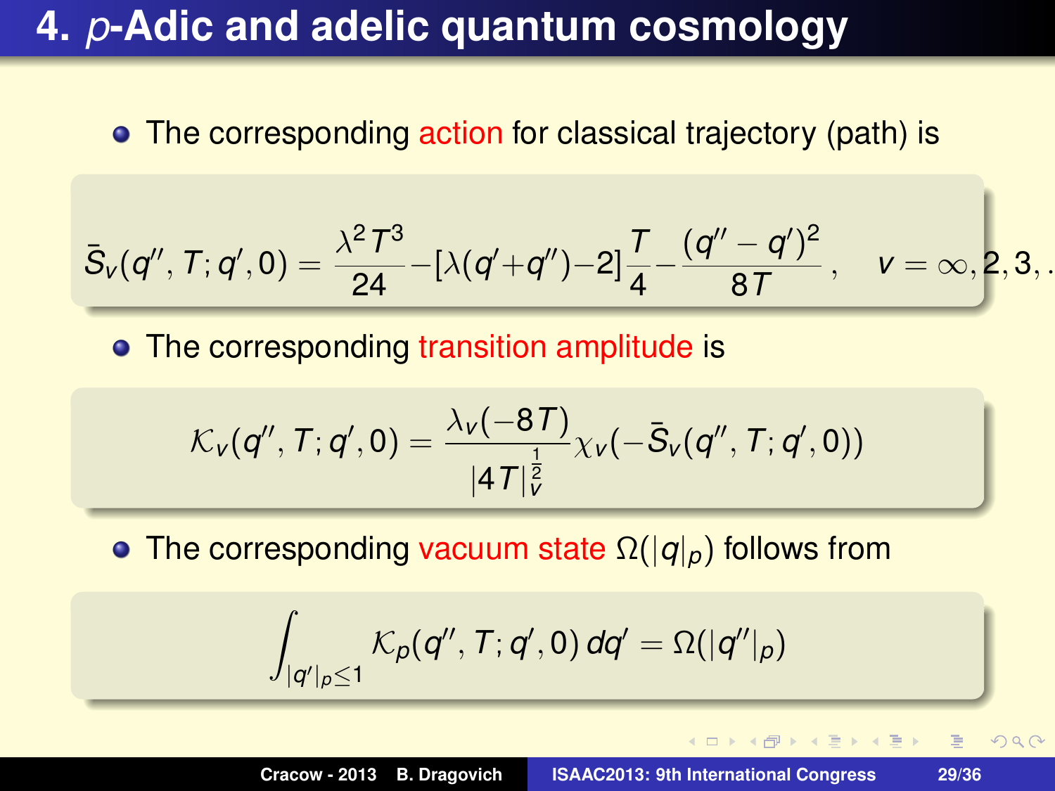# 4. $p$-Adic and adelic quantum cosmology

- The corresponding action for classical trajectory (path) is

$$\bar{S}_v(q'', T; q', 0) = \frac{\lambda^2 T^3}{24} - [\lambda(q' + q'') - 2]\frac{T}{4} - \frac{(q'' - q')^2}{8T}, \quad v = \infty, 2, 3, \ldots$$

- The corresponding transition amplitude is

$$\mathcal{K}_v(q'', T; q', 0) = \frac{\lambda_v(-8T)}{|4T|_v^{\frac{1}{2}}} \chi_v(-\bar{S}_v(q'', T; q', 0))$$

- The corresponding vacuum state $\Omega(|q|_p)$ follows from

$$\int_{|q'|_p \leq 1} \mathcal{K}_p(q'', T; q', 0)\, dq' = \Omega(|q''|_p)$$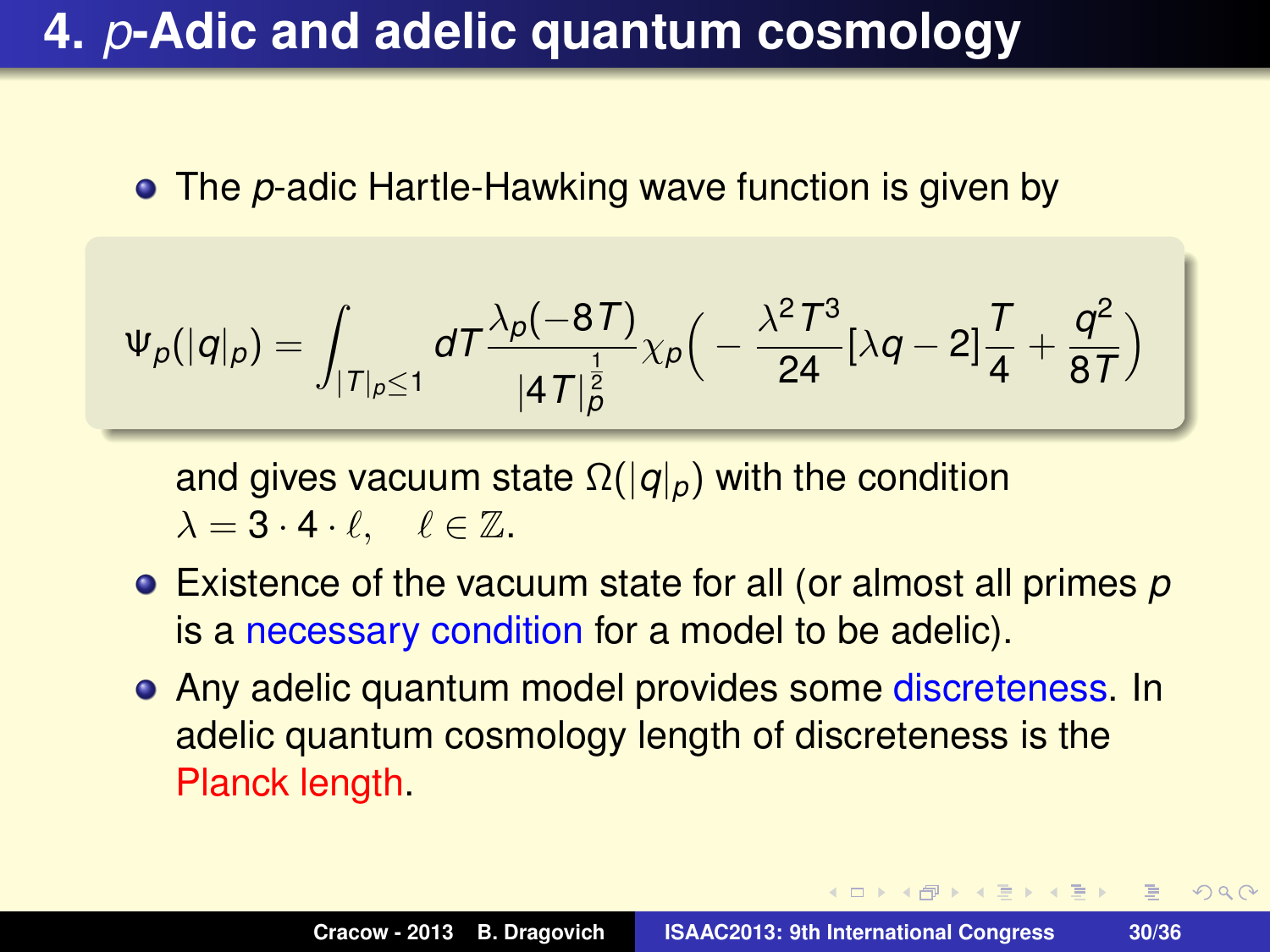# 4. *p*-Adic and adelic quantum cosmology

- The *p*-adic Hartle-Hawking wave function is given by

$$\Psi_p(|q|_p) = \int_{|T|_p \le 1} dT \frac{\lambda_p(-8T)}{|4T|_p^{\frac{1}{2}}} \chi_p\Big( -\frac{\lambda^2 T^3}{24} [\lambda q - 2] \frac{T}{4} + \frac{q^2}{8T} \Big)$$

  and gives vacuum state $\Omega(|q|_p)$ with the condition $\lambda = 3 \cdot 4 \cdot \ell, \quad \ell \in \mathbb{Z}$.

- Existence of the vacuum state for all (or almost all primes *p* is a necessary condition for a model to be adelic).
- Any adelic quantum model provides some discreteness. In adelic quantum cosmology length of discreteness is the Planck length.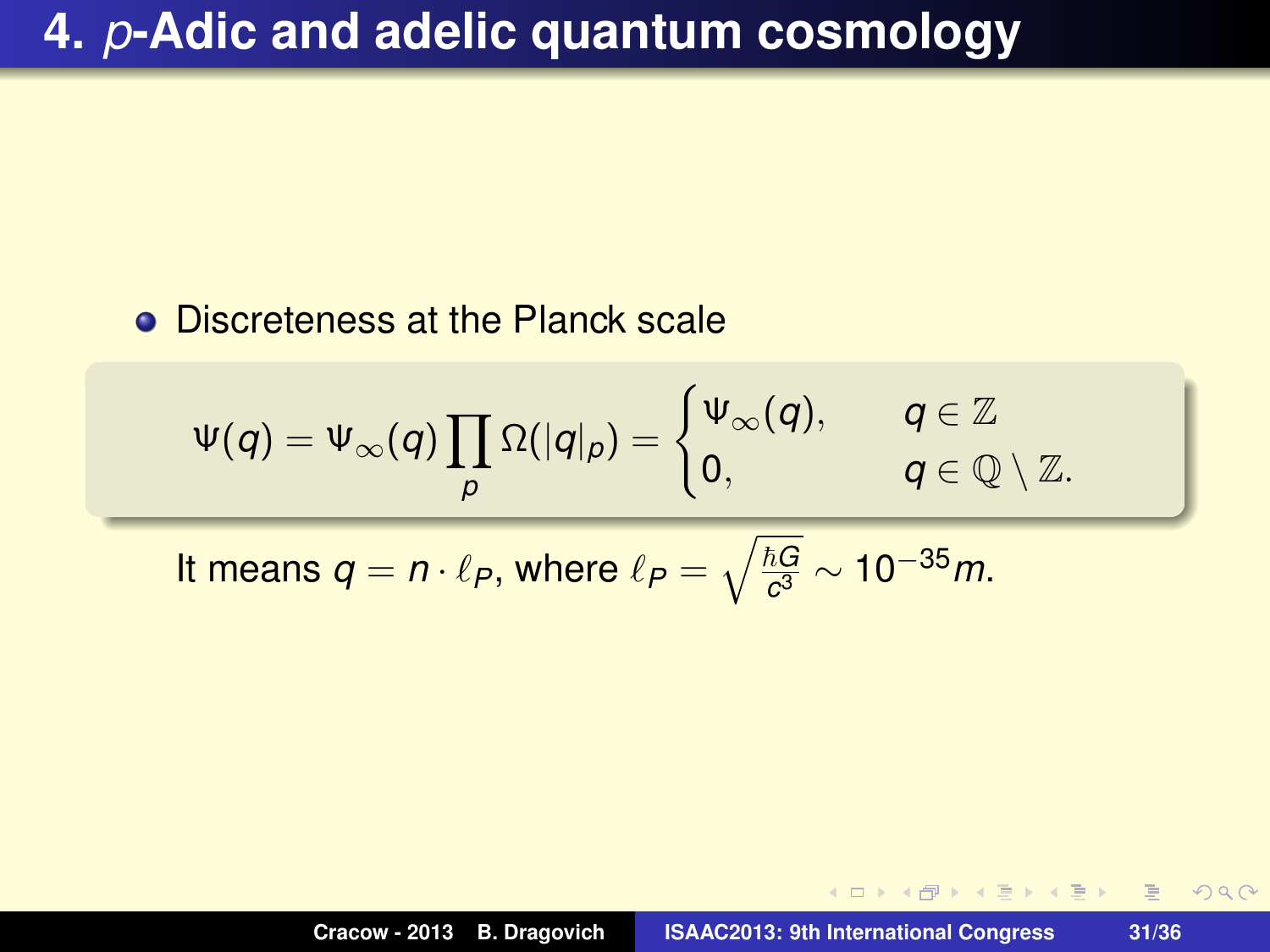# 4. $p$-Adic and adelic quantum cosmology

- Discreteness at the Planck scale

$$\Psi(q) = \Psi_\infty(q) \prod_p \Omega(|q|_p) = \begin{cases} \Psi_\infty(q), & q \in \mathbb{Z} \\ 0, & q \in \mathbb{Q} \setminus \mathbb{Z}. \end{cases}$$

It means $q = n \cdot \ell_P$, where $\ell_P = \sqrt{\frac{\hbar G}{c^3}} \sim 10^{-35} m$.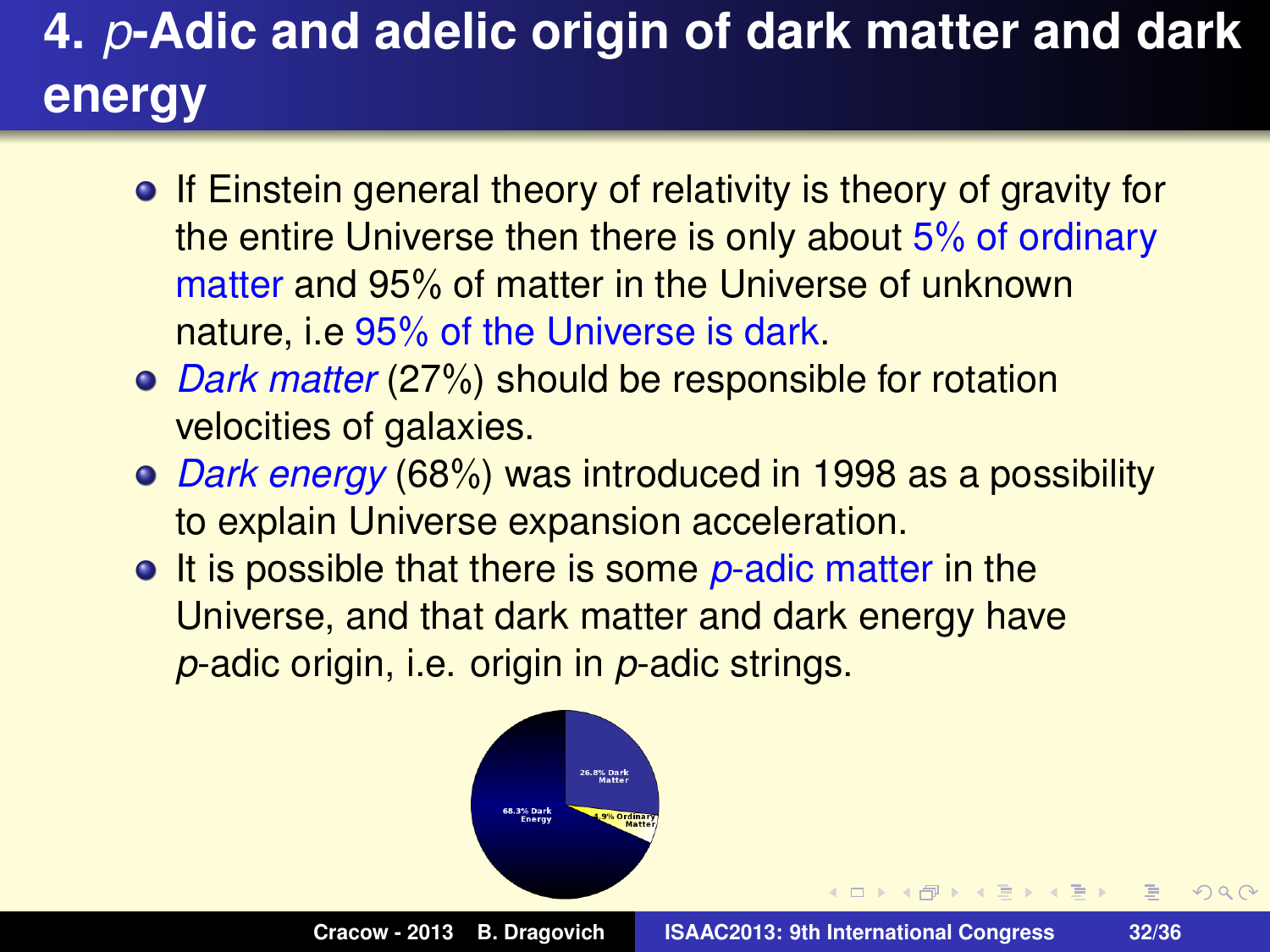# 4. *p*-Adic and adelic origin of dark matter and dark energy

- If Einstein general theory of relativity is theory of gravity for the entire Universe then there is only about 5% of ordinary matter and 95% of matter in the Universe of unknown nature, i.e 95% of the Universe is dark.
- *Dark matter* (27%) should be responsible for rotation velocities of galaxies.
- *Dark energy* (68%) was introduced in 1998 as a possibility to explain Universe expansion acceleration.
- It is possible that there is some *p*-adic matter in the Universe, and that dark matter and dark energy have *p*-adic origin, i.e. origin in *p*-adic strings.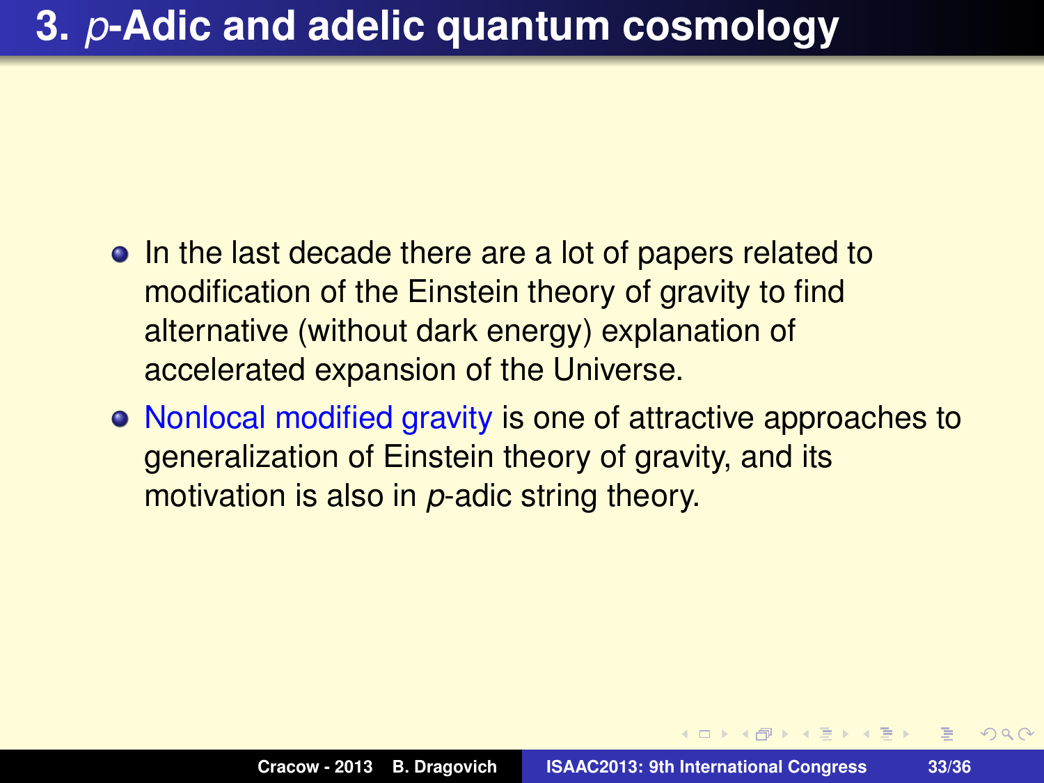# 3. *p*-Adic and adelic quantum cosmology

- In the last decade there are a lot of papers related to modification of the Einstein theory of gravity to find alternative (without dark energy) explanation of accelerated expansion of the Universe.
- Nonlocal modified gravity is one of attractive approaches to generalization of Einstein theory of gravity, and its motivation is also in *p*-adic string theory.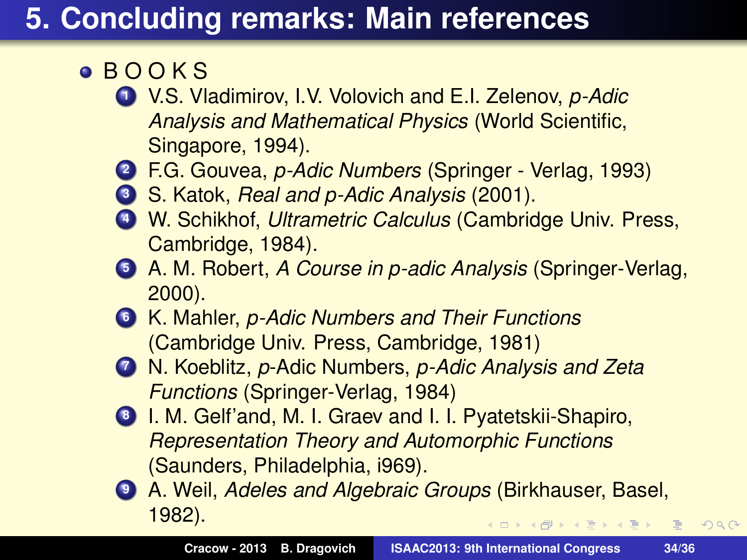# 5. Concluding remarks: Main references

- B O O K S
  1. V.S. Vladimirov, I.V. Volovich and E.I. Zelenov, *p-Adic Analysis and Mathematical Physics* (World Scientific, Singapore, 1994).
  2. F.G. Gouvea, *p-Adic Numbers* (Springer - Verlag, 1993)
  3. S. Katok, *Real and p-Adic Analysis* (2001).
  4. W. Schikhof, *Ultrametric Calculus* (Cambridge Univ. Press, Cambridge, 1984).
  5. A. M. Robert, *A Course in p-adic Analysis* (Springer-Verlag, 2000).
  6. K. Mahler, *p-Adic Numbers and Their Functions* (Cambridge Univ. Press, Cambridge, 1981)
  7. N. Koeblitz, *p*-Adic Numbers, *p-Adic Analysis and Zeta Functions* (Springer-Verlag, 1984)
  8. I. M. Gelf'and, M. I. Graev and I. I. Pyatetskii-Shapiro, *Representation Theory and Automorphic Functions* (Saunders, Philadelphia, i969).
  9. A. Weil, *Adeles and Algebraic Groups* (Birkhauser, Basel, 1982).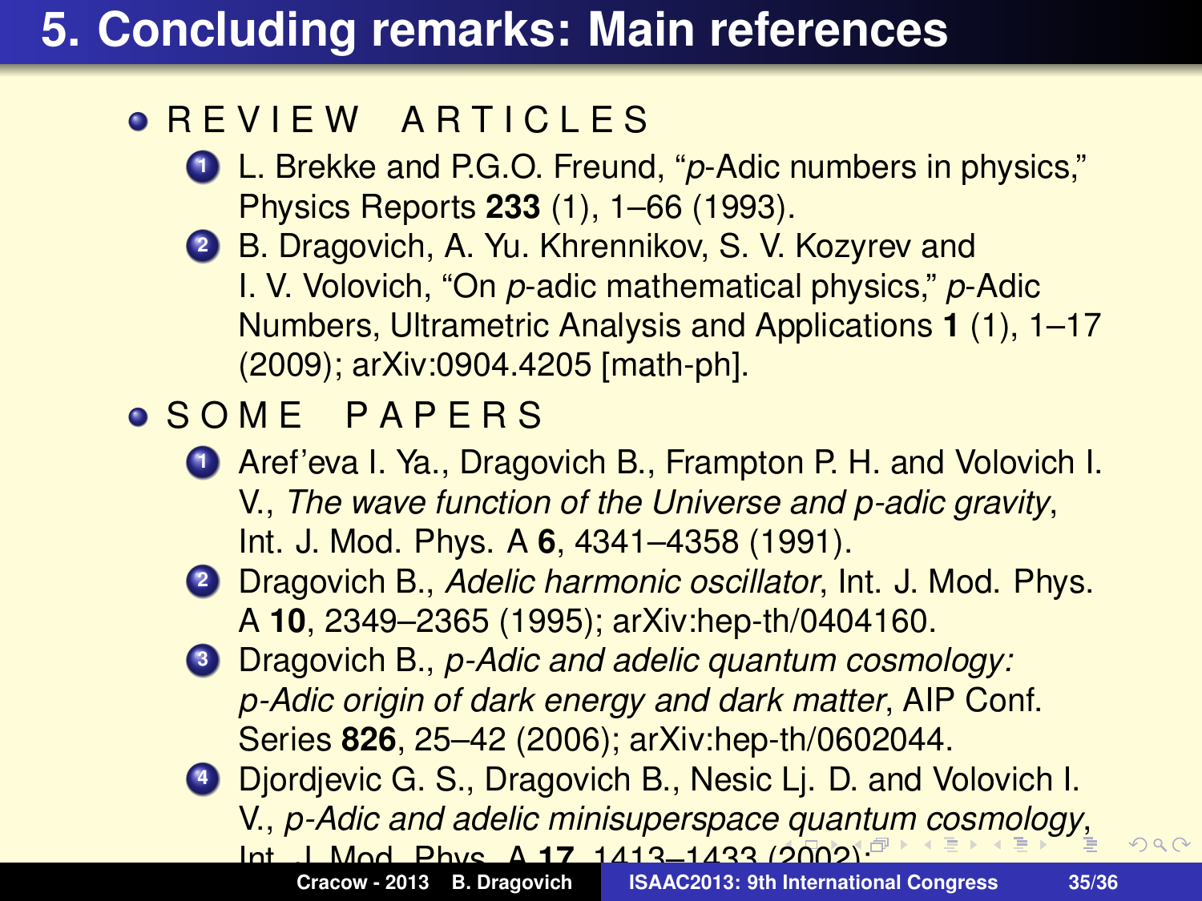# 5. Concluding remarks: Main references

- REVIEW ARTICLES
  1. L. Brekke and P.G.O. Freund, "*p*-Adic numbers in physics," Physics Reports **233** (1), 1–66 (1993).
  2. B. Dragovich, A. Yu. Khrennikov, S. V. Kozyrev and I. V. Volovich, "On *p*-adic mathematical physics," *p*-Adic Numbers, Ultrametric Analysis and Applications **1** (1), 1–17 (2009); arXiv:0904.4205 [math-ph].
- SOME PAPERS
  1. Aref'eva I. Ya., Dragovich B., Frampton P. H. and Volovich I. V., *The wave function of the Universe and p-adic gravity*, Int. J. Mod. Phys. A **6**, 4341–4358 (1991).
  2. Dragovich B., *Adelic harmonic oscillator*, Int. J. Mod. Phys. A **10**, 2349–2365 (1995); arXiv:hep-th/0404160.
  3. Dragovich B., *p-Adic and adelic quantum cosmology: p-Adic origin of dark energy and dark matter*, AIP Conf. Series **826**, 25–42 (2006); arXiv:hep-th/0602044.
  4. Djordjevic G. S., Dragovich B., Nesic Lj. D. and Volovich I. V., *p-Adic and adelic minisuperspace quantum cosmology*, Int. J. Mod. Phys. A **17**, 1413–1433 (2002);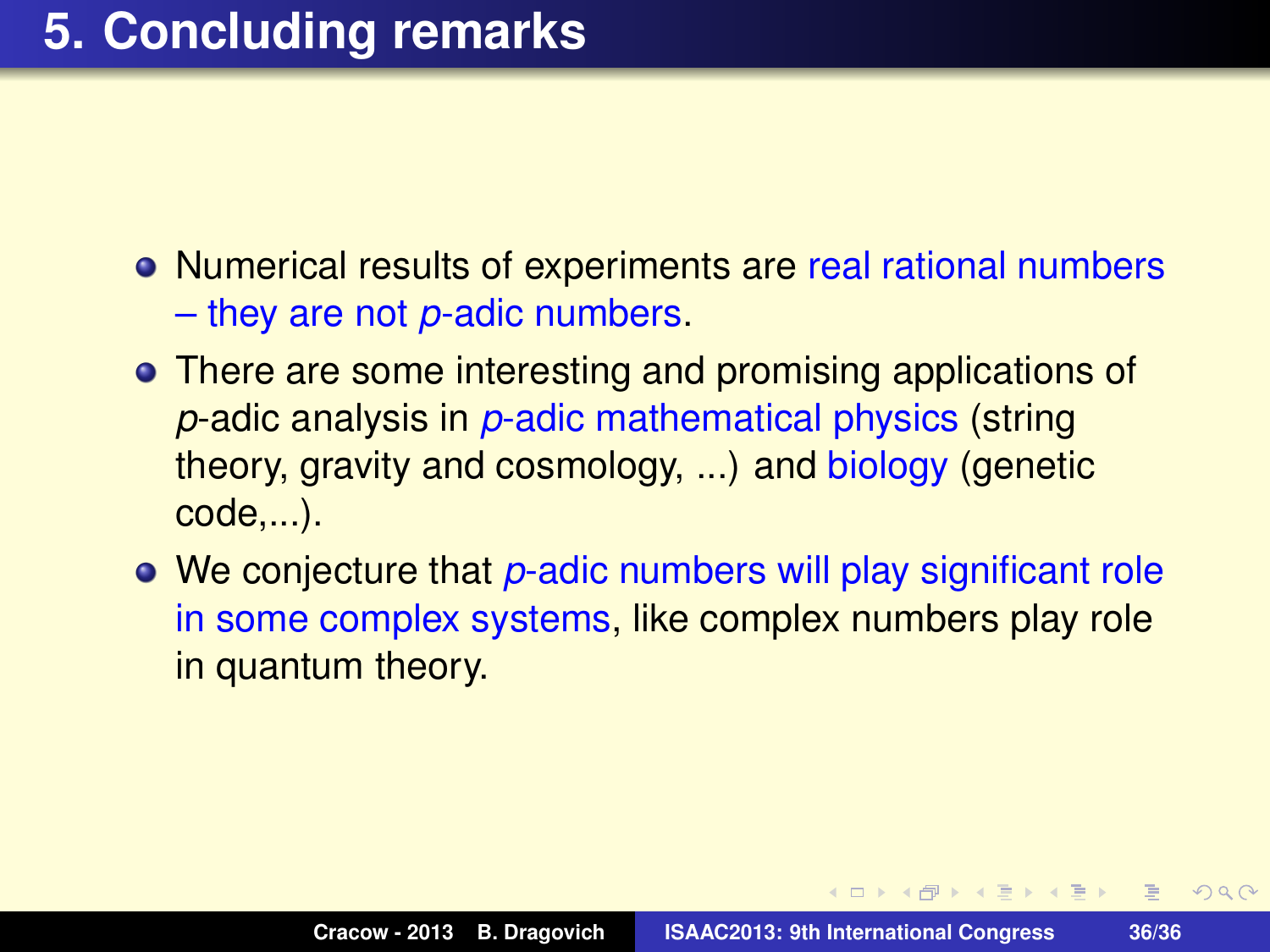# 5. Concluding remarks

- Numerical results of experiments are real rational numbers – they are not $p$-adic numbers.
- There are some interesting and promising applications of $p$-adic analysis in $p$-adic mathematical physics (string theory, gravity and cosmology, ...) and biology (genetic code,...).
- We conjecture that $p$-adic numbers will play significant role in some complex systems, like complex numbers play role in quantum theory.